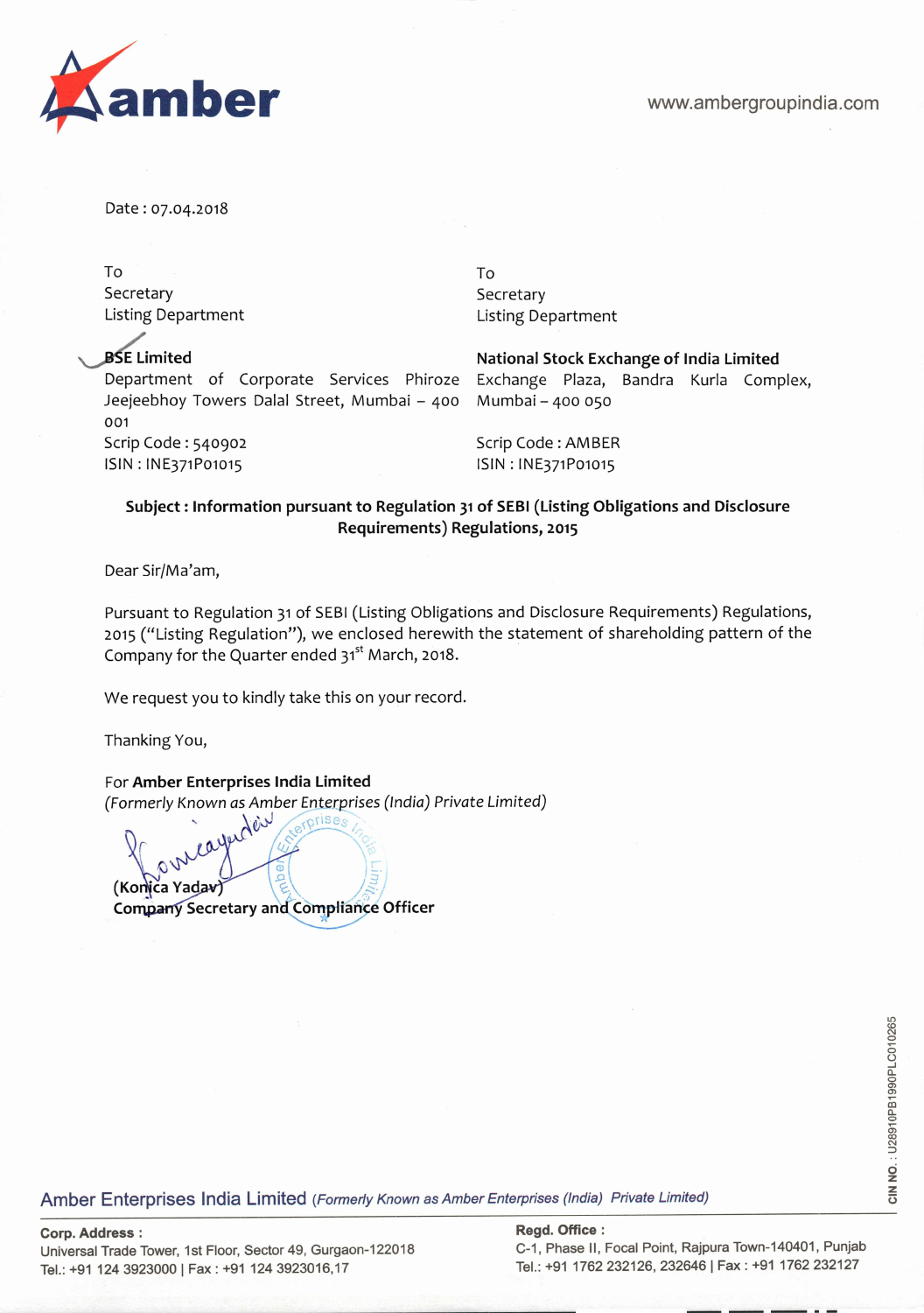amber

www.ambergroupindia.com

Date : 07.04.2018

To
Secretary
Listing Department

**BSE Limited**
Department of Corporate Services Phiroze Jeejeebhoy Towers Dalal Street, Mumbai – 400 001
Scrip Code : 540902
ISIN : INE371P01015

To
Secretary
Listing Department

**National Stock Exchange of India Limited**
Exchange Plaza, Bandra Kurla Complex, Mumbai – 400 050

Scrip Code : AMBER
ISIN : INE371P01015

**Subject : Information pursuant to Regulation 31 of SEBI (Listing Obligations and Disclosure Requirements) Regulations, 2015**

Dear Sir/Ma'am,

Pursuant to Regulation 31 of SEBI (Listing Obligations and Disclosure Requirements) Regulations, 2015 ("Listing Regulation"), we enclosed herewith the statement of shareholding pattern of the Company for the Quarter ended 31st March, 2018.

We request you to kindly take this on your record.

Thanking You,

For **Amber Enterprises India Limited**
*(Formerly Known as Amber Enterprises (India) Private Limited)*

(Konica Yadav)
**Company Secretary and Compliance Officer**

Amber Enterprises India Limited *(Formerly Known as Amber Enterprises (India) Private Limited)*

**Corp. Address :**
Universal Trade Tower, 1st Floor, Sector 49, Gurgaon-122018
Tel.: +91 124 3923000 | Fax : +91 124 3923016,17

**Regd. Office :**
C-1, Phase II, Focal Point, Rajpura Town-140401, Punjab
Tel.: +91 1762 232126, 232646 | Fax : +91 1762 232127

CIN NO. : U28910PB1990PLC010265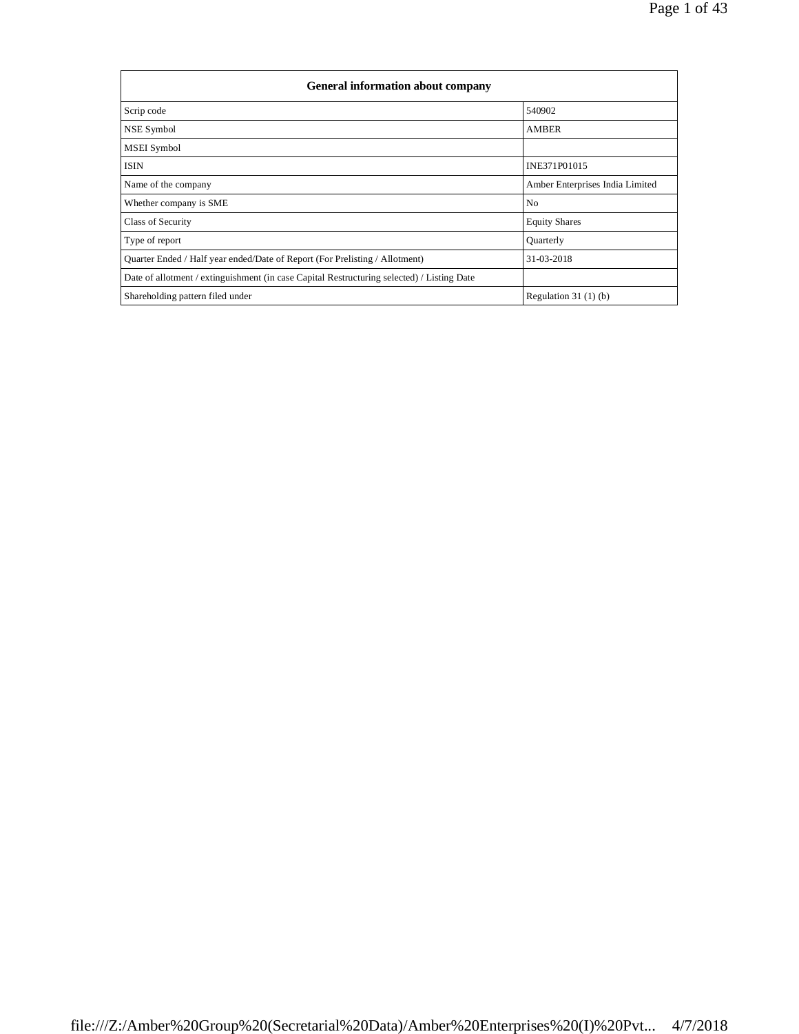| General information about company | |
|---|---|
| Scrip code | 540902 |
| NSE Symbol | AMBER |
| MSEI Symbol | |
| ISIN | INE371P01015 |
| Name of the company | Amber Enterprises India Limited |
| Whether company is SME | No |
| Class of Security | Equity Shares |
| Type of report | Quarterly |
| Quarter Ended / Half year ended/Date of Report (For Prelisting / Allotment) | 31-03-2018 |
| Date of allotment / extinguishment (in case Capital Restructuring selected) / Listing Date | |
| Shareholding pattern filed under | Regulation 31 (1) (b) |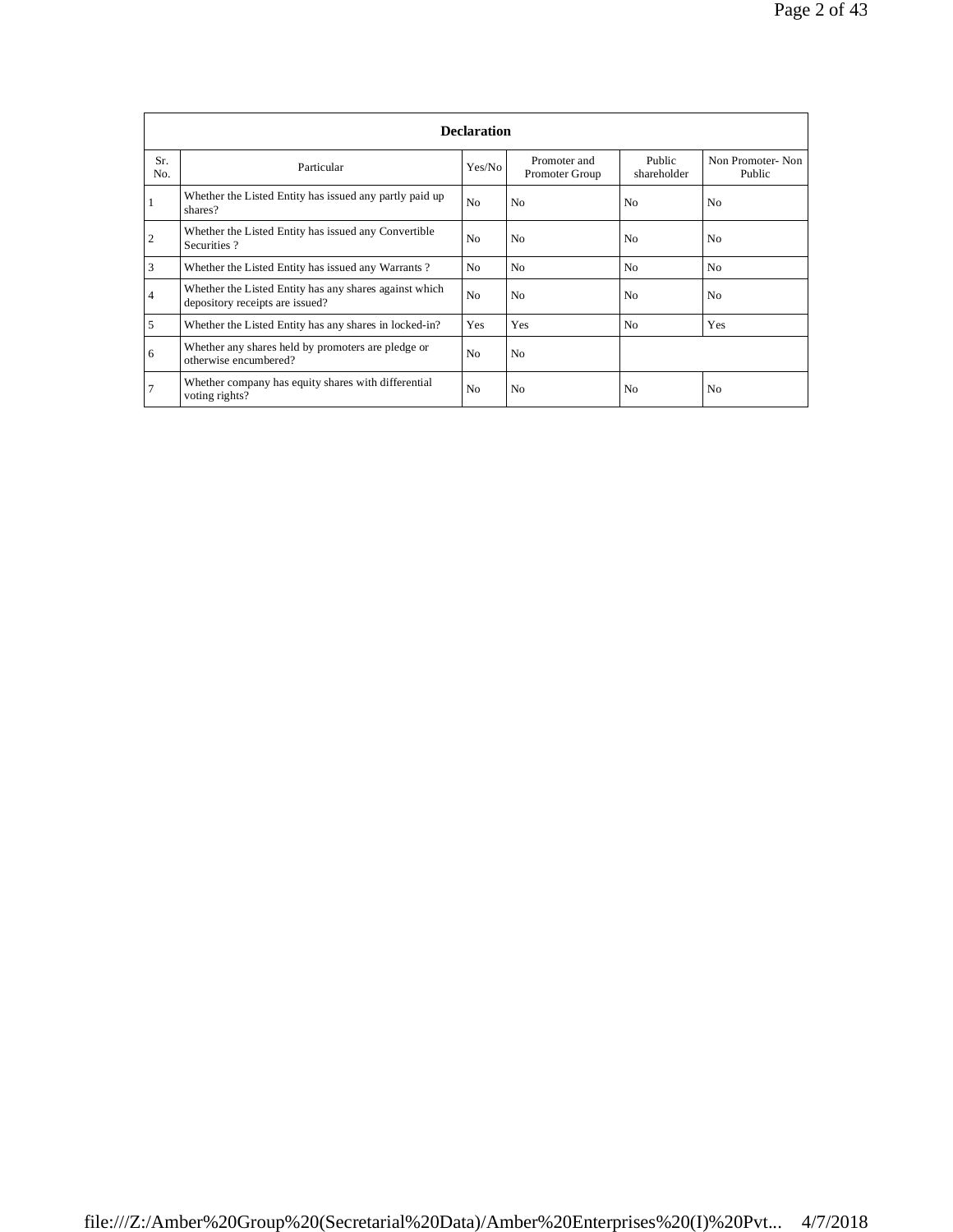| Declaration | | | | | |
|---|---|---|---|---|---|
| Sr. No. | Particular | Yes/No | Promoter and Promoter Group | Public shareholder | Non Promoter- Non Public |
| 1 | Whether the Listed Entity has issued any partly paid up shares? | No | No | No | No |
| 2 | Whether the Listed Entity has issued any Convertible Securities ? | No | No | No | No |
| 3 | Whether the Listed Entity has issued any Warrants ? | No | No | No | No |
| 4 | Whether the Listed Entity has any shares against which depository receipts are issued? | No | No | No | No |
| 5 | Whether the Listed Entity has any shares in locked-in? | Yes | Yes | No | Yes |
| 6 | Whether any shares held by promoters are pledge or otherwise encumbered? | No | No | | |
| 7 | Whether company has equity shares with differential voting rights? | No | No | No | No |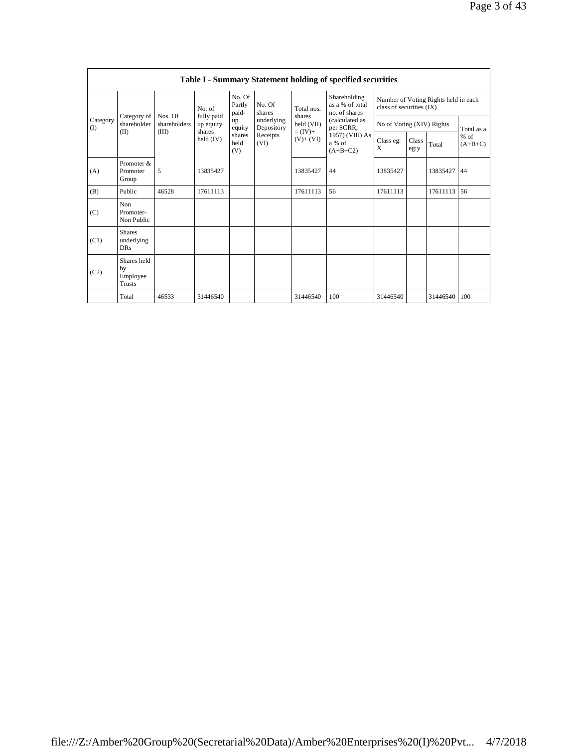## Table I - Summary Statement holding of specified securities

| Category (I) | Category of shareholder (II) | Nos. Of shareholders (III) | No. of fully paid up equity shares held (IV) | No. Of Partly paid-up equity shares held (V) | No. Of shares underlying Depository Receipts (VI) | Total nos. shares held (VII) = (IV)+ (V)+ (VI) | Shareholding as a % of total no. of shares (calculated as per SCRR, 1957) (VIII) As a % of (A+B+C2) | Number of Voting Rights held in each class of securities (IX) | | | |
|---|---|---|---|---|---|---|---|---|---|---|---|
| | | | | | | | | No of Voting (XIV) Rights | | | Total as a % of (A+B+C) |
| | | | | | | | | Class eg: X | Class eg:y | Total | |
| (A) | Promoter & Promoter Group | 5 | 13835427 | | | 13835427 | 44 | 13835427 | | 13835427 | 44 |
| (B) | Public | 46528 | 17611113 | | | 17611113 | 56 | 17611113 | | 17611113 | 56 |
| (C) | Non Promoter- Non Public | | | | | | | | | | |
| (C1) | Shares underlying DRs | | | | | | | | | | |
| (C2) | Shares held by Employee Trusts | | | | | | | | | | |
| | Total | 46533 | 31446540 | | | 31446540 | 100 | 31446540 | | 31446540 | 100 |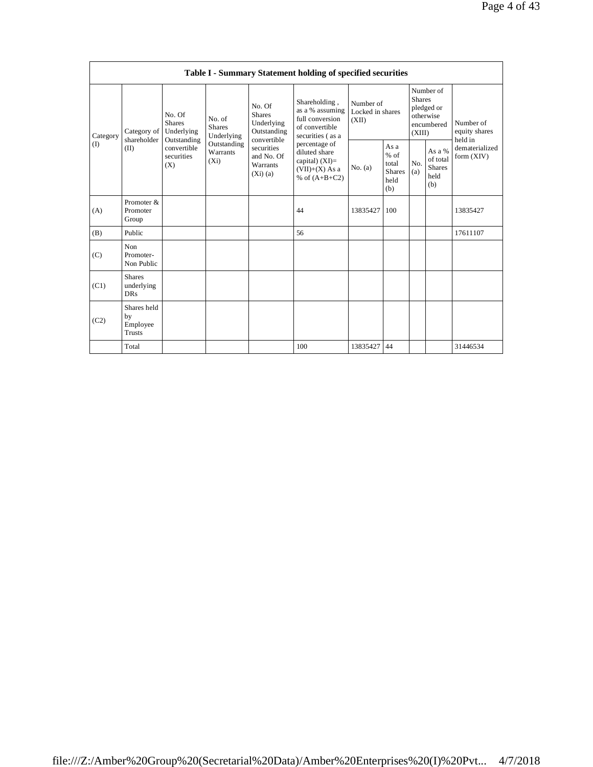| Table I - Summary Statement holding of specified securities | | | | | | | | | | |
|---|---|---|---|---|---|---|---|---|---|---|
| Category (I) | Category of shareholder (II) | No. Of Shares Underlying Outstanding convertible securities (X) | No. of Shares Underlying Outstanding Warrants (Xi) | No. Of Shares Underlying Outstanding convertible securities and No. Of Warrants (Xi) (a) | Shareholding , as a % assuming full conversion of convertible securities ( as a percentage of diluted share capital) (XI)= (VII)+(X) As a % of (A+B+C2) | Number of Locked in shares (XII) | | Number of Shares pledged or otherwise encumbered (XIII) | | Number of equity shares held in dematerialized form (XIV) |
| | | | | | | No. (a) | As a % of total Shares held (b) | No. (a) | As a % of total Shares held (b) | |
| (A) | Promoter & Promoter Group | | | | 44 | 13835427 | 100 | | | 13835427 |
| (B) | Public | | | | 56 | | | | | 17611107 |
| (C) | Non Promoter- Non Public | | | | | | | | | |
| (C1) | Shares underlying DRs | | | | | | | | | |
| (C2) | Shares held by Employee Trusts | | | | | | | | | |
| | Total | | | | 100 | 13835427 | 44 | | | 31446534 |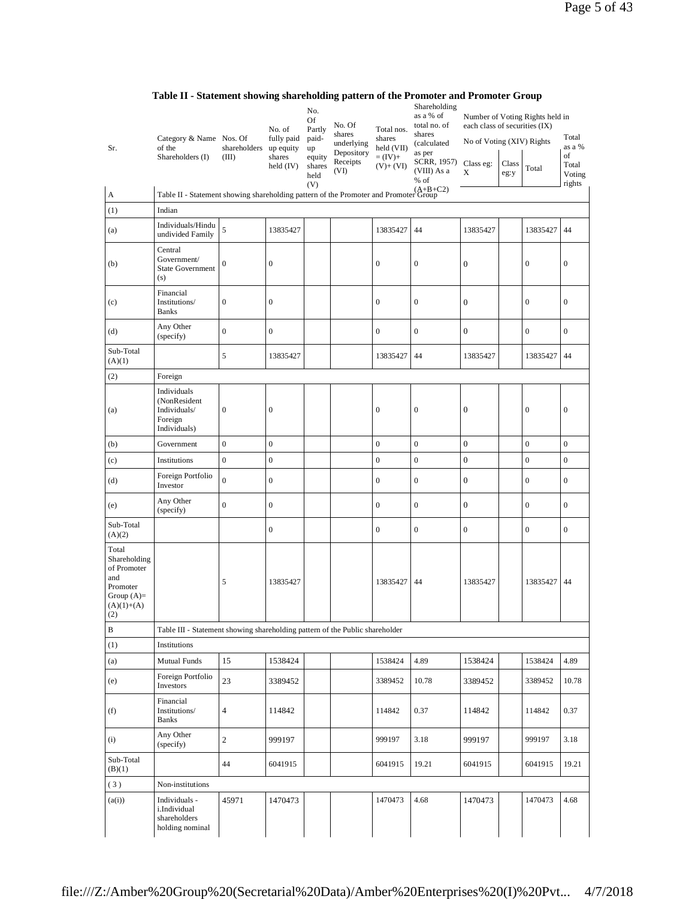# Table II - Statement showing shareholding pattern of the Promoter and Promoter Group

| Sr. | Category & Name of the Shareholders (I) | Nos. Of shareholders (III) | No. of fully paid up equity shares held (IV) | No. Of Partly paid-up equity shares held (V) | No. Of shares underlying Depository Receipts (VI) | Total nos. shares held (VII) = (IV)+ (V)+ (VI) | Shareholding as a % of total no. of shares (calculated as per SCRR, 1957) (VIII) As a % of (A+B+C2) | Number of Voting Rights held in each class of securities (IX) No of Voting (XIV) Rights Class eg: X | Class eg:y | Total | Total as a % of Total Voting rights |
|---|---|---|---|---|---|---|---|---|---|---|---|
| A | Table II - Statement showing shareholding pattern of the Promoter and Promoter Group | | | | | | | | | | |
| (1) | Indian | | | | | | | | | | |
| (a) | Individuals/Hindu undivided Family | 5 | 13835427 | | | 13835427 | 44 | 13835427 | | 13835427 | 44 |
| (b) | Central Government/ State Government (s) | 0 | 0 | | | 0 | 0 | 0 | | 0 | 0 |
| (c) | Financial Institutions/ Banks | 0 | 0 | | | 0 | 0 | 0 | | 0 | 0 |
| (d) | Any Other (specify) | 0 | 0 | | | 0 | 0 | 0 | | 0 | 0 |
| Sub-Total (A)(1) | | 5 | 13835427 | | | 13835427 | 44 | 13835427 | | 13835427 | 44 |
| (2) | Foreign | | | | | | | | | | |
| (a) | Individuals (NonResident Individuals/ Foreign Individuals) | 0 | 0 | | | 0 | 0 | 0 | | 0 | 0 |
| (b) | Government | 0 | 0 | | | 0 | 0 | 0 | | 0 | 0 |
| (c) | Institutions | 0 | 0 | | | 0 | 0 | 0 | | 0 | 0 |
| (d) | Foreign Portfolio Investor | 0 | 0 | | | 0 | 0 | 0 | | 0 | 0 |
| (e) | Any Other (specify) | 0 | 0 | | | 0 | 0 | 0 | | 0 | 0 |
| Sub-Total (A)(2) | | | 0 | | | 0 | 0 | 0 | | 0 | 0 |
| Total Shareholding of Promoter and Promoter Group (A)= (A)(1)+(A)(2) | | 5 | 13835427 | | | 13835427 | 44 | 13835427 | | 13835427 | 44 |
| B | Table III - Statement showing shareholding pattern of the Public shareholder | | | | | | | | | | |
| (1) | Institutions | | | | | | | | | | |
| (a) | Mutual Funds | 15 | 1538424 | | | 1538424 | 4.89 | 1538424 | | 1538424 | 4.89 |
| (e) | Foreign Portfolio Investors | 23 | 3389452 | | | 3389452 | 10.78 | 3389452 | | 3389452 | 10.78 |
| (f) | Financial Institutions/ Banks | 4 | 114842 | | | 114842 | 0.37 | 114842 | | 114842 | 0.37 |
| (i) | Any Other (specify) | 2 | 999197 | | | 999197 | 3.18 | 999197 | | 999197 | 3.18 |
| Sub-Total (B)(1) | | 44 | 6041915 | | | 6041915 | 19.21 | 6041915 | | 6041915 | 19.21 |
| (3) | Non-institutions | | | | | | | | | | |
| (a(i)) | Individuals - i.Individual shareholders holding nominal | 45971 | 1470473 | | | 1470473 | 4.68 | 1470473 | | 1470473 | 4.68 |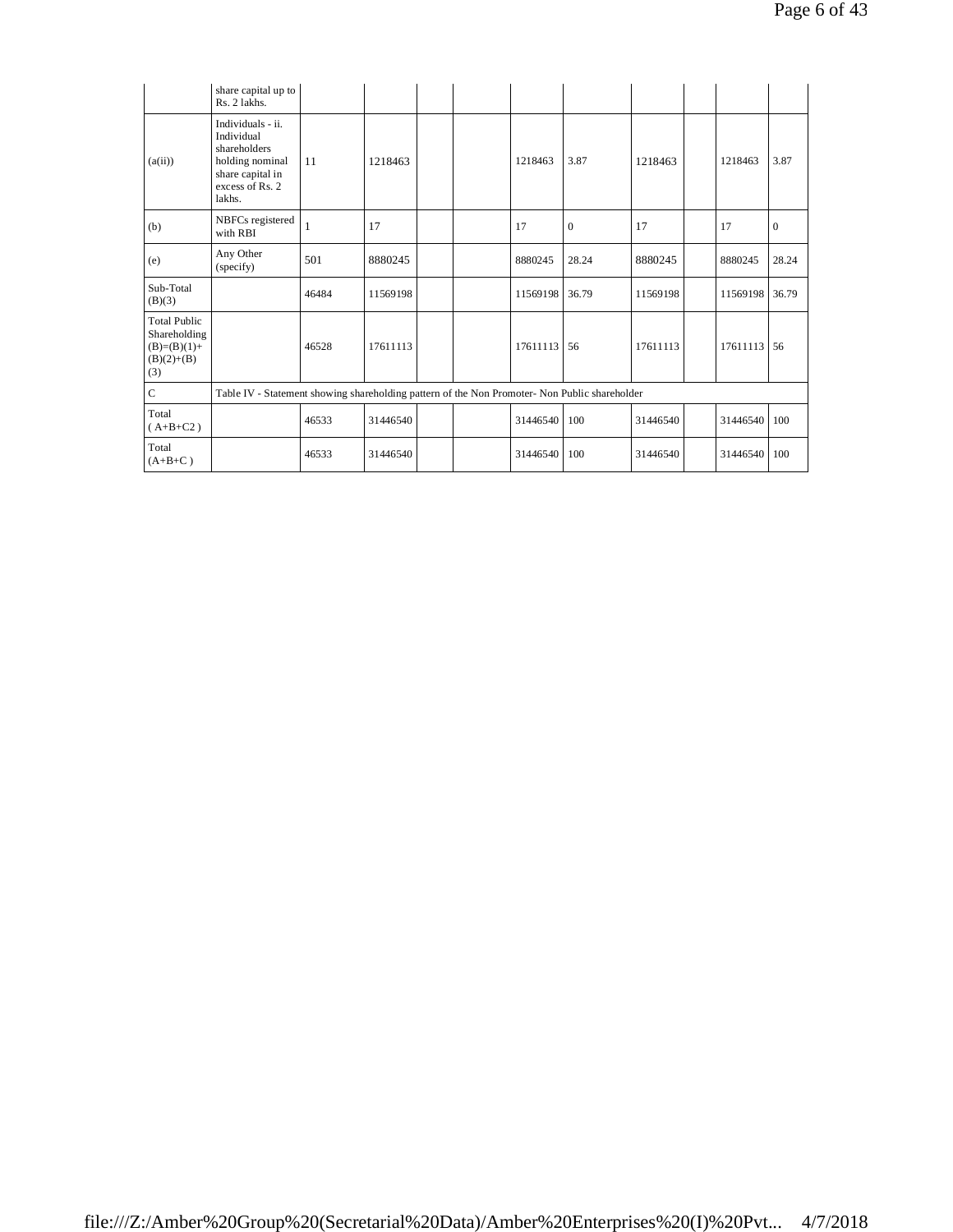| | share capital up to Rs. 2 lakhs. | | | | | | | | | | |
|---|---|---|---|---|---|---|---|---|---|---|---|
| (a(ii)) | Individuals - ii. Individual shareholders holding nominal share capital in excess of Rs. 2 lakhs. | 11 | 1218463 | | | 1218463 | 3.87 | 1218463 | | 1218463 | 3.87 |
| (b) | NBFCs registered with RBI | 1 | 17 | | | 17 | 0 | 17 | | 17 | 0 |
| (e) | Any Other (specify) | 501 | 8880245 | | | 8880245 | 28.24 | 8880245 | | 8880245 | 28.24 |
| Sub-Total (B)(3) | | 46484 | 11569198 | | | 11569198 | 36.79 | 11569198 | | 11569198 | 36.79 |
| Total Public Shareholding (B)=(B)(1)+(B)(2)+(B)(3) | | 46528 | 17611113 | | | 17611113 | 56 | 17611113 | | 17611113 | 56 |
| C | Table IV - Statement showing shareholding pattern of the Non Promoter- Non Public shareholder | | | | | | | | | | |
| Total ( A+B+C2 ) | | 46533 | 31446540 | | | 31446540 | 100 | 31446540 | | 31446540 | 100 |
| Total (A+B+C ) | | 46533 | 31446540 | | | 31446540 | 100 | 31446540 | | 31446540 | 100 |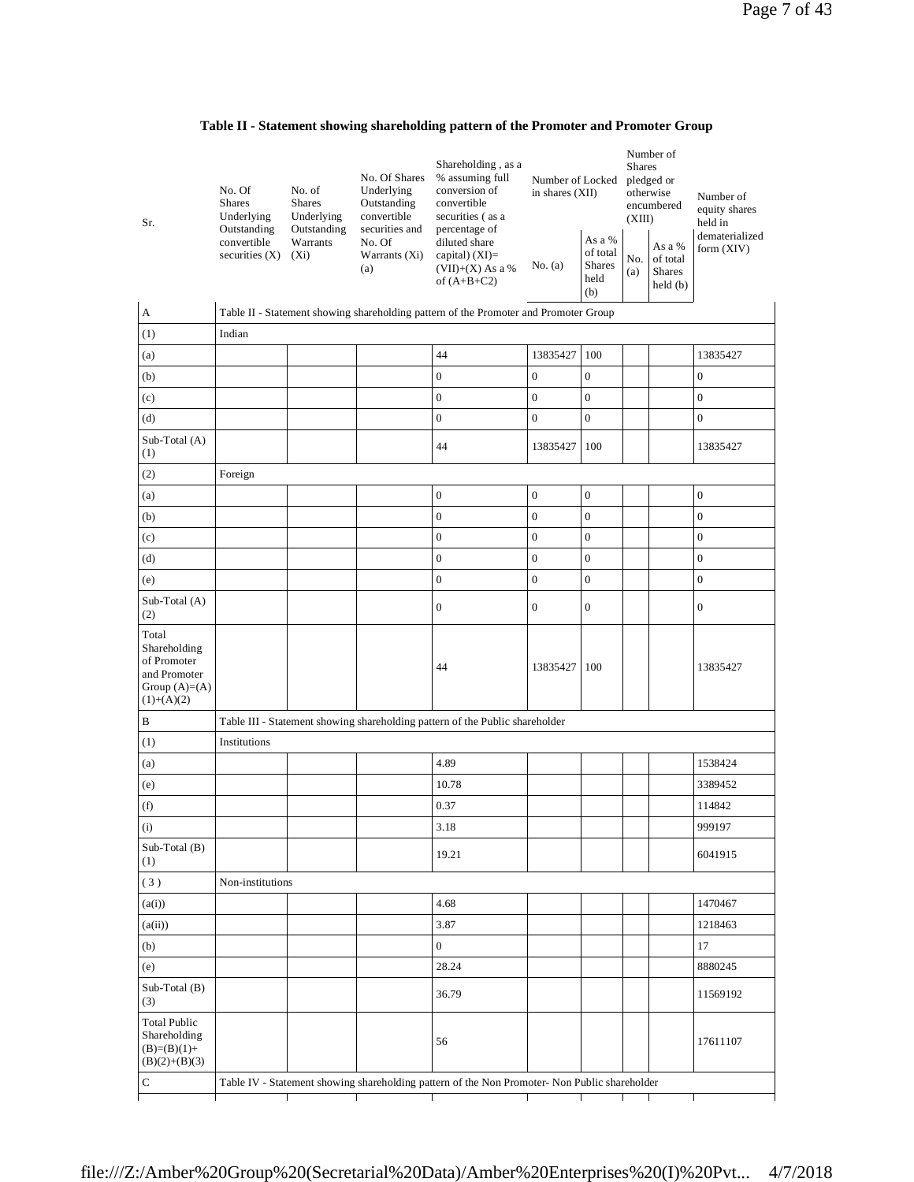## Table II - Statement showing shareholding pattern of the Promoter and Promoter Group

| Sr. | No. Of Shares Underlying Outstanding convertible securities (X) | No. of Shares Underlying Outstanding Warrants (Xi) | No. Of Shares Underlying Outstanding convertible securities and No. Of Warrants (Xi) (a) | Shareholding , as a % assuming full conversion of convertible securities ( as a percentage of diluted share capital) (XI)= (VII)+(X) As a % of (A+B+C2) | Number of Locked in shares (XII) | | Number of Shares pledged or otherwise encumbered (XIII) | | Number of equity shares held in dematerialized form (XIV) |
|---|---|---|---|---|---|---|---|---|---|
| | | | | | No. (a) | As a % of total Shares held (b) | No. (a) | As a % of total Shares held (b) | |
| A | Table II - Statement showing shareholding pattern of the Promoter and Promoter Group | | | | | | | | |
| (1) | Indian | | | | | | | | |
| (a) | | | | 44 | 13835427 | 100 | | | 13835427 |
| (b) | | | | 0 | 0 | 0 | | | 0 |
| (c) | | | | 0 | 0 | 0 | | | 0 |
| (d) | | | | 0 | 0 | 0 | | | 0 |
| Sub-Total (A) (1) | | | | 44 | 13835427 | 100 | | | 13835427 |
| (2) | Foreign | | | | | | | | |
| (a) | | | | 0 | 0 | 0 | | | 0 |
| (b) | | | | 0 | 0 | 0 | | | 0 |
| (c) | | | | 0 | 0 | 0 | | | 0 |
| (d) | | | | 0 | 0 | 0 | | | 0 |
| (e) | | | | 0 | 0 | 0 | | | 0 |
| Sub-Total (A) (2) | | | | 0 | 0 | 0 | | | 0 |
| Total Shareholding of Promoter and Promoter Group (A)=(A)(1)+(A)(2) | | | | 44 | 13835427 | 100 | | | 13835427 |
| B | Table III - Statement showing shareholding pattern of the Public shareholder | | | | | | | | |
| (1) | Institutions | | | | | | | | |
| (a) | | | | 4.89 | | | | | 1538424 |
| (e) | | | | 10.78 | | | | | 3389452 |
| (f) | | | | 0.37 | | | | | 114842 |
| (i) | | | | 3.18 | | | | | 999197 |
| Sub-Total (B) (1) | | | | 19.21 | | | | | 6041915 |
| ( 3 ) | Non-institutions | | | | | | | | |
| (a(i)) | | | | 4.68 | | | | | 1470467 |
| (a(ii)) | | | | 3.87 | | | | | 1218463 |
| (b) | | | | 0 | | | | | 17 |
| (e) | | | | 28.24 | | | | | 8880245 |
| Sub-Total (B) (3) | | | | 36.79 | | | | | 11569192 |
| Total Public Shareholding (B)=(B)(1)+(B)(2)+(B)(3) | | | | 56 | | | | | 17611107 |
| C | Table IV - Statement showing shareholding pattern of the Non Promoter- Non Public shareholder | | | | | | | | |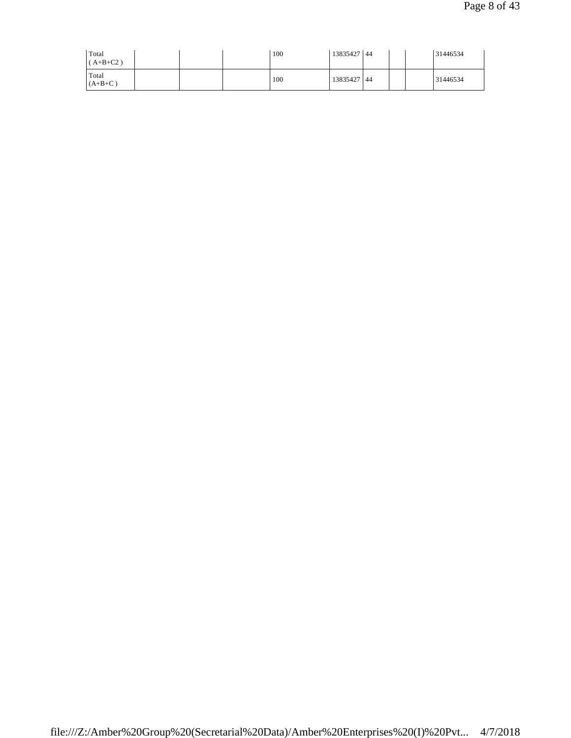| | | | | | | | | | |
|---|---|---|---|---|---|---|---|---|---|
| Total ( A+B+C2 ) | | | | 100 | 13835427 | 44 | | | 31446534 |
| Total (A+B+C ) | | | | 100 | 13835427 | 44 | | | 31446534 |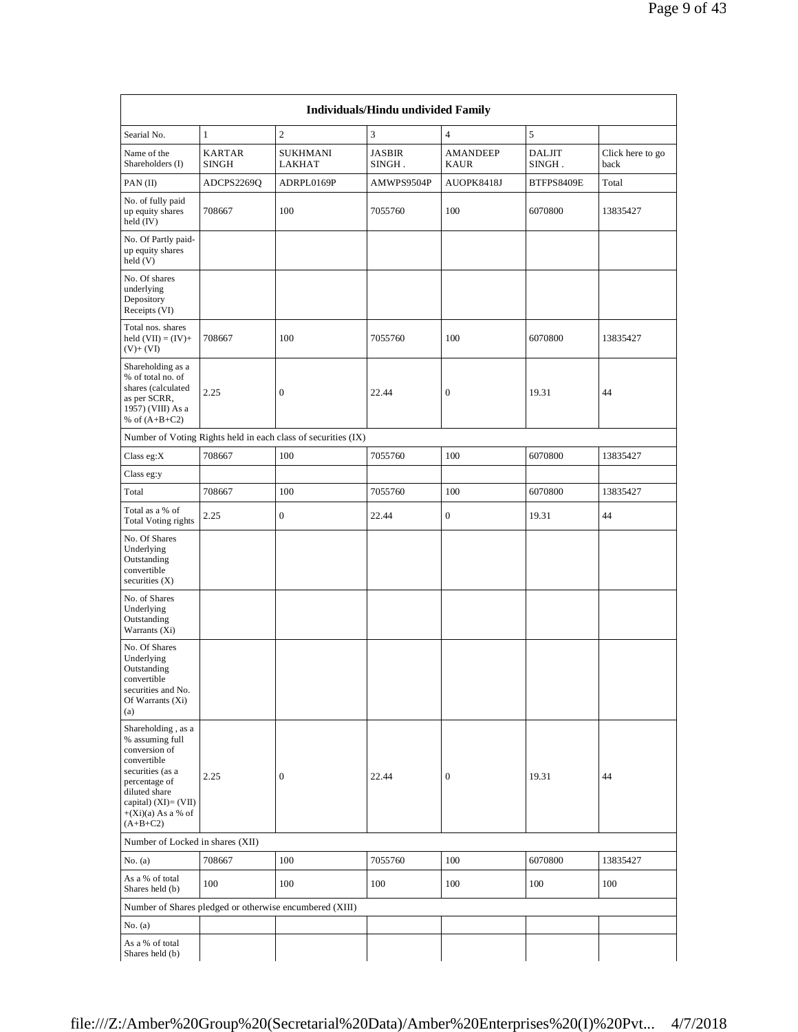| Individuals/Hindu undivided Family | | | | | | |
|---|---|---|---|---|---|---|
| Searial No. | 1 | 2 | 3 | 4 | 5 | |
| Name of the Shareholders (I) | KARTAR SINGH | SUKHMANI LAKHAT | JASBIR SINGH . | AMANDEEP KAUR | DALJIT SINGH . | Click here to go back |
| PAN (II) | ADCPS2269Q | ADRPL0169P | AMWPS9504P | AUOPK8418J | BTFPS8409E | Total |
| No. of fully paid up equity shares held (IV) | 708667 | 100 | 7055760 | 100 | 6070800 | 13835427 |
| No. Of Partly paid-up equity shares held (V) | | | | | | |
| No. Of shares underlying Depository Receipts (VI) | | | | | | |
| Total nos. shares held (VII) = (IV)+ (V)+ (VI) | 708667 | 100 | 7055760 | 100 | 6070800 | 13835427 |
| Shareholding as a % of total no. of shares (calculated as per SCRR, 1957) (VIII) As a % of (A+B+C2) | 2.25 | 0 | 22.44 | 0 | 19.31 | 44 |
| Number of Voting Rights held in each class of securities (IX) | | | | | | |
| Class eg:X | 708667 | 100 | 7055760 | 100 | 6070800 | 13835427 |
| Class eg:y | | | | | | |
| Total | 708667 | 100 | 7055760 | 100 | 6070800 | 13835427 |
| Total as a % of Total Voting rights | 2.25 | 0 | 22.44 | 0 | 19.31 | 44 |
| No. Of Shares Underlying Outstanding convertible securities (X) | | | | | | |
| No. of Shares Underlying Outstanding Warrants (Xi) | | | | | | |
| No. Of Shares Underlying Outstanding convertible securities and No. Of Warrants (Xi) (a) | | | | | | |
| Shareholding , as a % assuming full conversion of convertible securities (as a percentage of diluted share capital) (XI)= (VII) +(Xi)(a) As a % of (A+B+C2) | 2.25 | 0 | 22.44 | 0 | 19.31 | 44 |
| Number of Locked in shares (XII) | | | | | | |
| No. (a) | 708667 | 100 | 7055760 | 100 | 6070800 | 13835427 |
| As a % of total Shares held (b) | 100 | 100 | 100 | 100 | 100 | 100 |
| Number of Shares pledged or otherwise encumbered (XIII) | | | | | | |
| No. (a) | | | | | | |
| As a % of total Shares held (b) | | | | | | |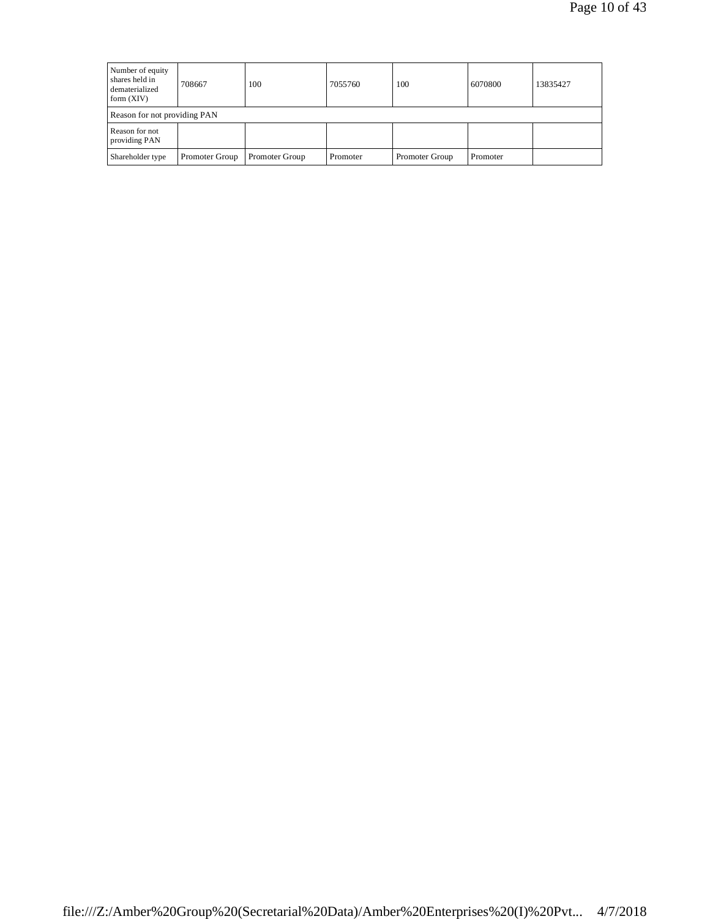| Number of equity shares held in dematerialized form (XIV) | 708667 | 100 | 7055760 | 100 | 6070800 | 13835427 |
|---|---|---|---|---|---|---|
| Reason for not providing PAN | | | | | | |
| Reason for not providing PAN | | | | | | |
| Shareholder type | Promoter Group | Promoter Group | Promoter | Promoter Group | Promoter | |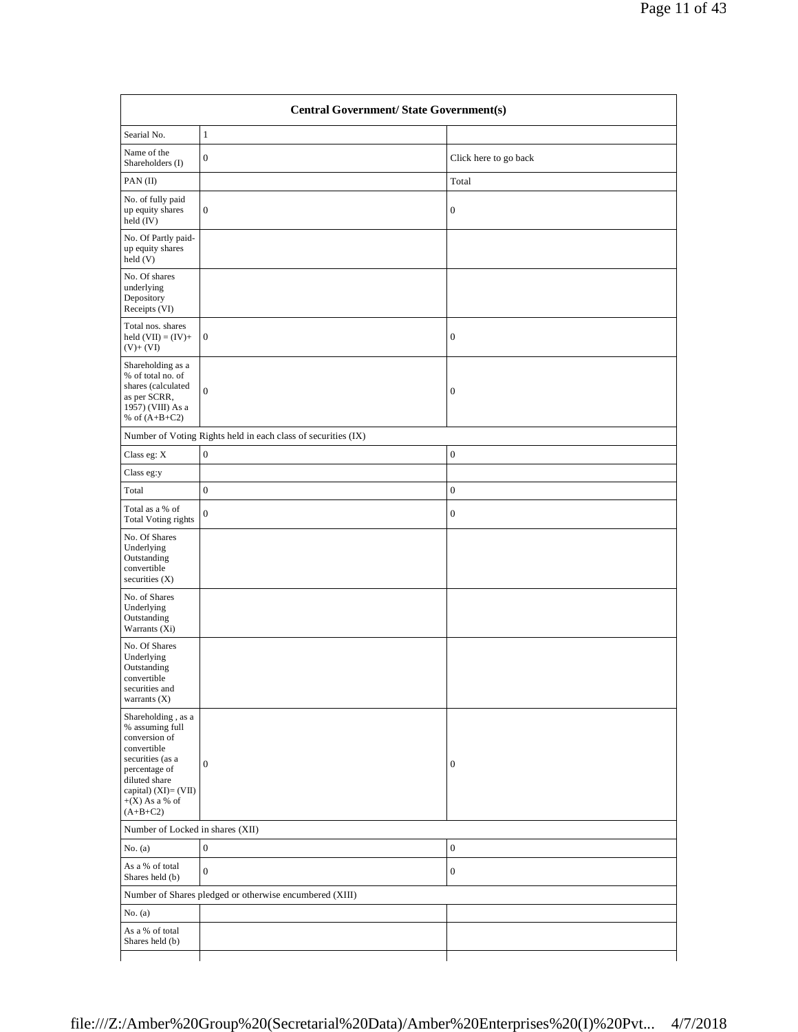| Central Government/ State Government(s) | | |
|---|---|---|
| Searial No. | 1 | |
| Name of the Shareholders (I) | 0 | Click here to go back |
| PAN (II) | | Total |
| No. of fully paid up equity shares held (IV) | 0 | 0 |
| No. Of Partly paid-up equity shares held (V) | | |
| No. Of shares underlying Depository Receipts (VI) | | |
| Total nos. shares held (VII) = (IV)+ (V)+ (VI) | 0 | 0 |
| Shareholding as a % of total no. of shares (calculated as per SCRR, 1957) (VIII) As a % of (A+B+C2) | 0 | 0 |
| Number of Voting Rights held in each class of securities (IX) | | |
| Class eg: X | 0 | 0 |
| Class eg:y | | |
| Total | 0 | 0 |
| Total as a % of Total Voting rights | 0 | 0 |
| No. Of Shares Underlying Outstanding convertible securities (X) | | |
| No. of Shares Underlying Outstanding Warrants (Xi) | | |
| No. Of Shares Underlying Outstanding convertible securities and warrants (X) | | |
| Shareholding , as a % assuming full conversion of convertible securities (as a percentage of diluted share capital) (XI)= (VII)+(X) As a % of (A+B+C2) | 0 | 0 |
| Number of Locked in shares (XII) | | |
| No. (a) | 0 | 0 |
| As a % of total Shares held (b) | 0 | 0 |
| Number of Shares pledged or otherwise encumbered (XIII) | | |
| No. (a) | | |
| As a % of total Shares held (b) | | |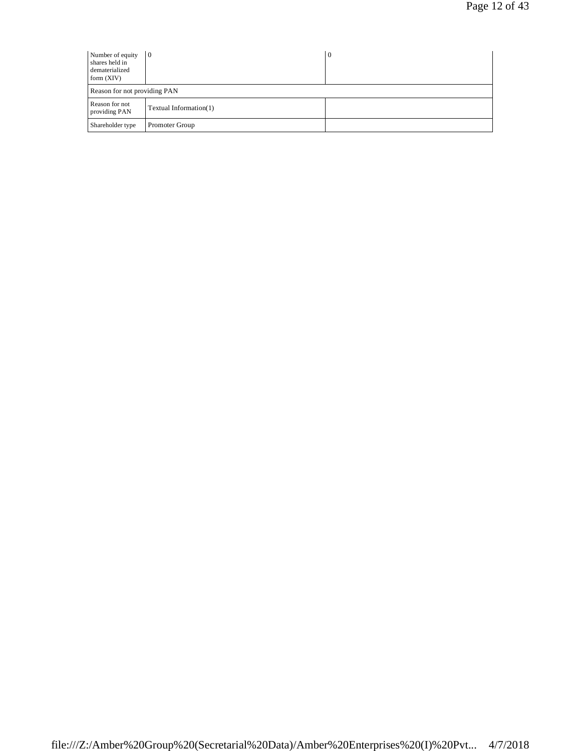| Number of equity shares held in dematerialized form (XIV) | 0 | 0 |
| --- | --- | --- |
| Reason for not providing PAN | | |
| Reason for not providing PAN | Textual Information(1) | |
| Shareholder type | Promoter Group | |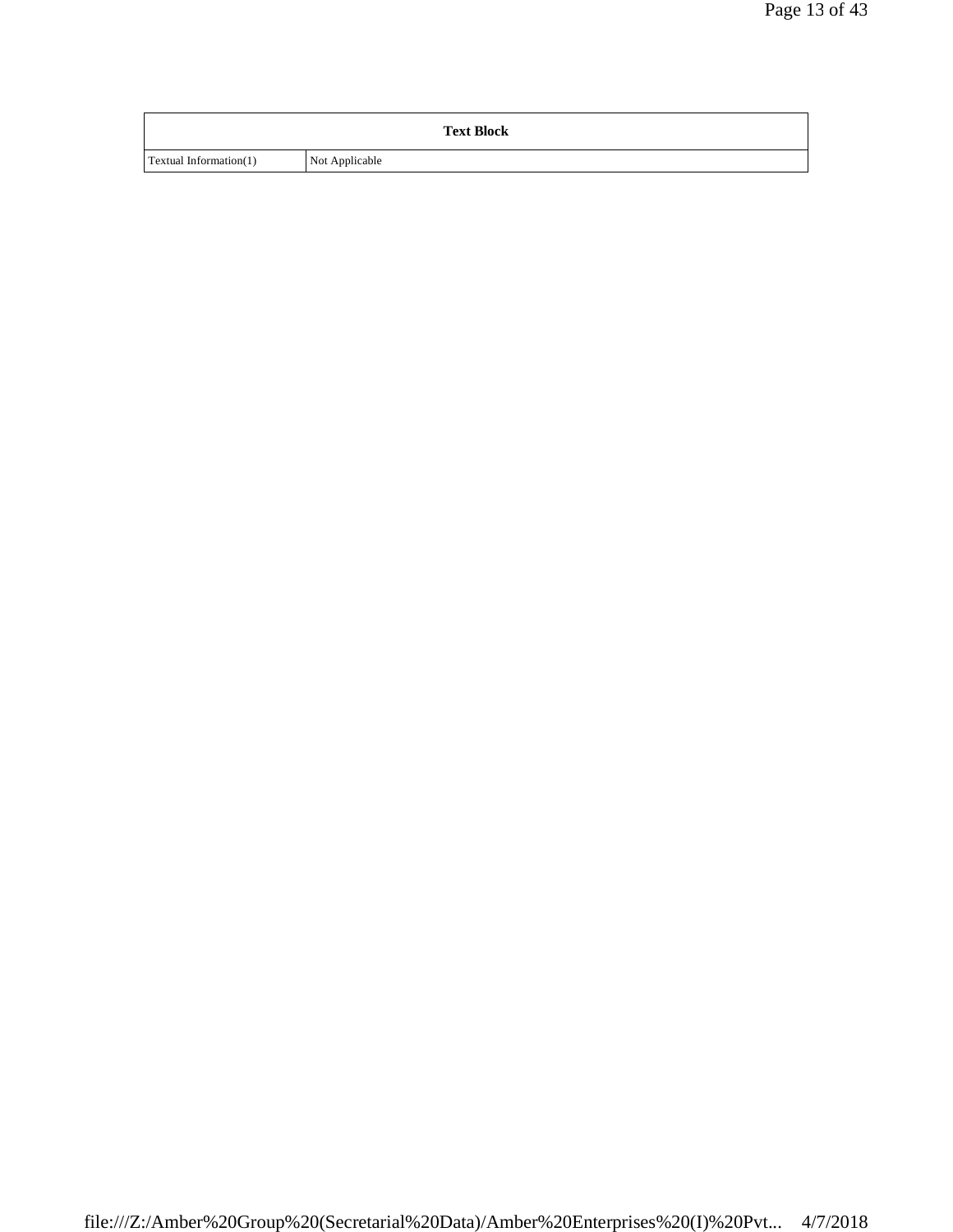| Text Block | |
|---|---|
| Textual Information(1) | Not Applicable |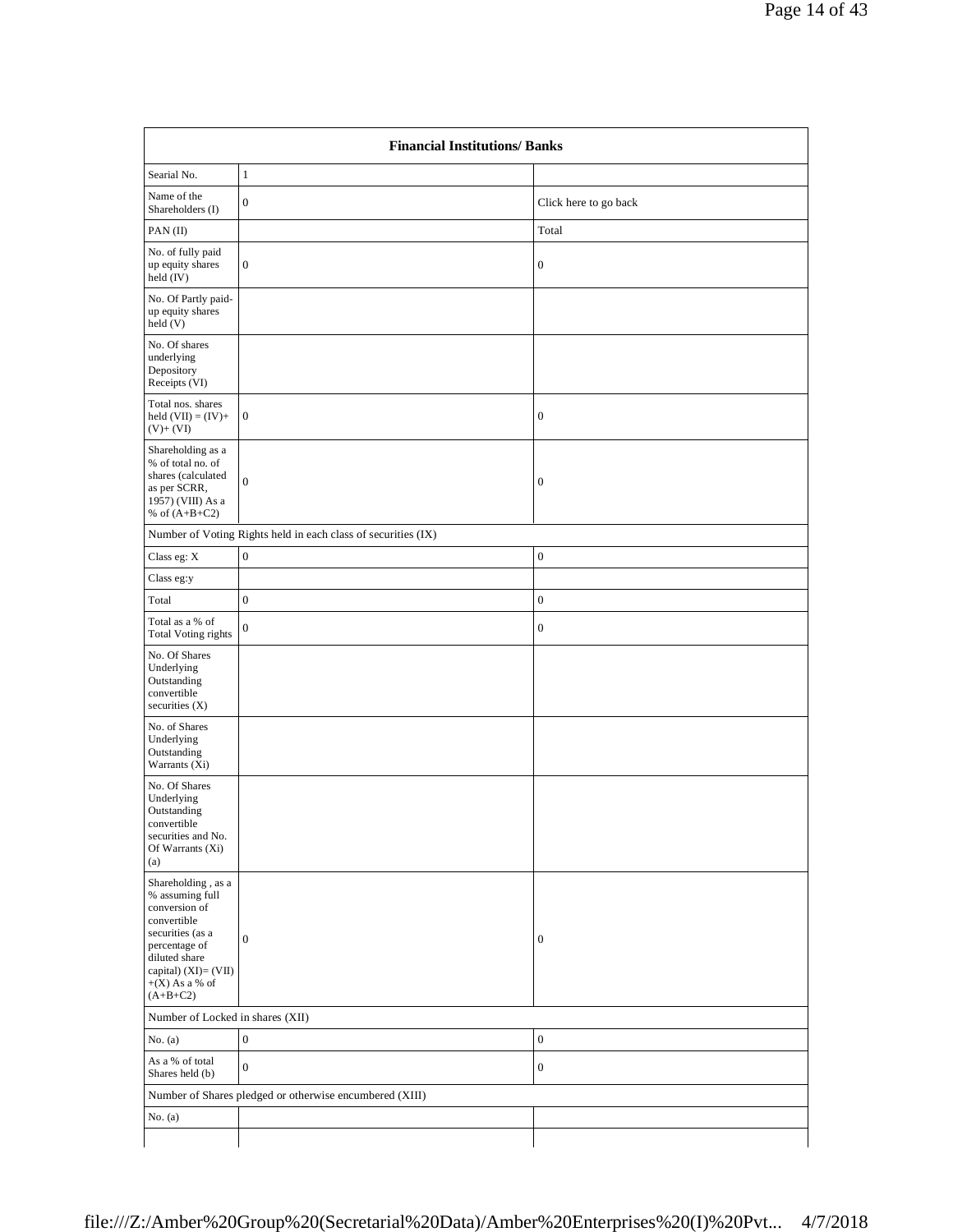| Financial Institutions/ Banks | | |
|---|---|---|
| Searial No. | 1 | |
| Name of the Shareholders (I) | 0 | Click here to go back |
| PAN (II) | | Total |
| No. of fully paid up equity shares held (IV) | 0 | 0 |
| No. Of Partly paid-up equity shares held (V) | | |
| No. Of shares underlying Depository Receipts (VI) | | |
| Total nos. shares held (VII) = (IV)+ (V)+ (VI) | 0 | 0 |
| Shareholding as a % of total no. of shares (calculated as per SCRR, 1957) (VIII) As a % of (A+B+C2) | 0 | 0 |
| Number of Voting Rights held in each class of securities (IX) | | |
| Class eg: X | 0 | 0 |
| Class eg:y | | |
| Total | 0 | 0 |
| Total as a % of Total Voting rights | 0 | 0 |
| No. Of Shares Underlying Outstanding convertible securities (X) | | |
| No. of Shares Underlying Outstanding Warrants (Xi) | | |
| No. Of Shares Underlying Outstanding convertible securities and No. Of Warrants (Xi) (a) | | |
| Shareholding , as a % assuming full conversion of convertible securities (as a percentage of diluted share capital) (XI)= (VII) +(X) As a % of (A+B+C2) | 0 | 0 |
| Number of Locked in shares (XII) | | |
| No. (a) | 0 | 0 |
| As a % of total Shares held (b) | 0 | 0 |
| Number of Shares pledged or otherwise encumbered (XIII) | | |
| No. (a) | | |
| | | |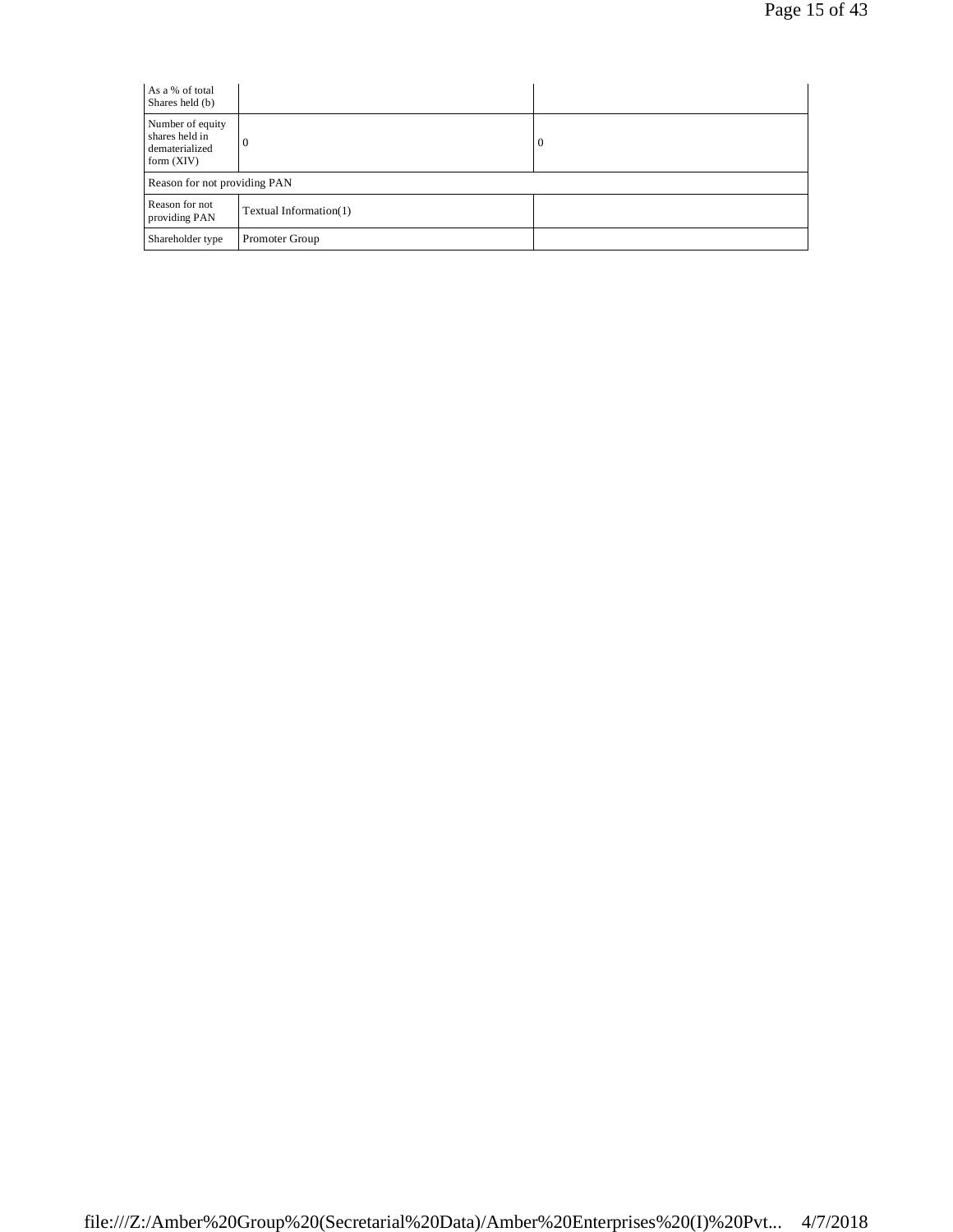| | | |
|---|---|---|
| As a % of total Shares held (b) | | |
| Number of equity shares held in dematerialized form (XIV) | 0 | 0 |
| Reason for not providing PAN | | |
| Reason for not providing PAN | Textual Information(1) | |
| Shareholder type | Promoter Group | |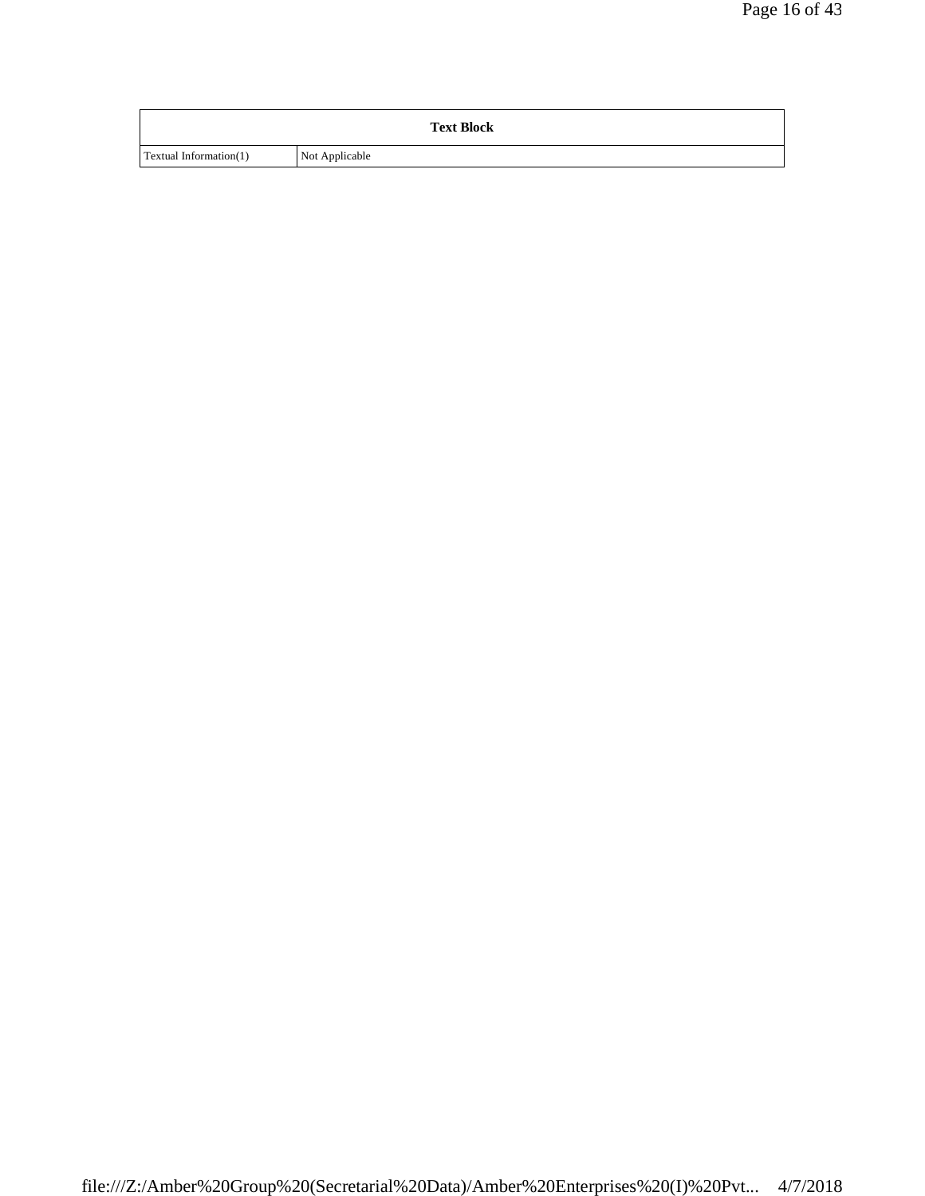| Text Block | |
|---|---|
| Textual Information(1) | Not Applicable |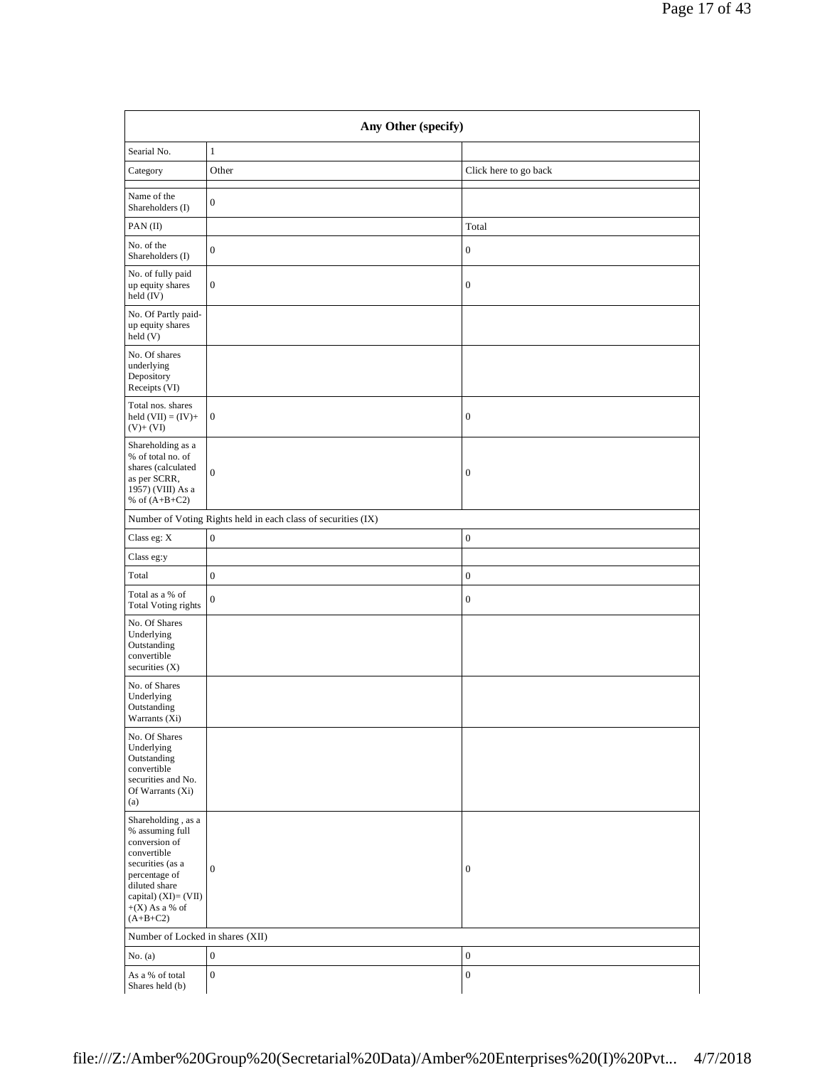| Any Other (specify) | | |
|---|---|---|
| Searial No. | 1 | |
| Category | Other | Click here to go back |
| Name of the Shareholders (I) | 0 | |
| PAN (II) | | Total |
| No. of the Shareholders (I) | 0 | 0 |
| No. of fully paid up equity shares held (IV) | 0 | 0 |
| No. Of Partly paid-up equity shares held (V) | | |
| No. Of shares underlying Depository Receipts (VI) | | |
| Total nos. shares held (VII) = (IV)+ (V)+ (VI) | 0 | 0 |
| Shareholding as a % of total no. of shares (calculated as per SCRR, 1957) (VIII) As a % of (A+B+C2) | 0 | 0 |
| Number of Voting Rights held in each class of securities (IX) | | |
| Class eg: X | 0 | 0 |
| Class eg:y | | |
| Total | 0 | 0 |
| Total as a % of Total Voting rights | 0 | 0 |
| No. Of Shares Underlying Outstanding convertible securities (X) | | |
| No. of Shares Underlying Outstanding Warrants (Xi) | | |
| No. Of Shares Underlying Outstanding convertible securities and No. Of Warrants (Xi) (a) | | |
| Shareholding , as a % assuming full conversion of convertible securities (as a percentage of diluted share capital) (XI)= (VII) +(X) As a % of (A+B+C2) | 0 | 0 |
| Number of Locked in shares (XII) | | |
| No. (a) | 0 | 0 |
| As a % of total Shares held (b) | 0 | 0 |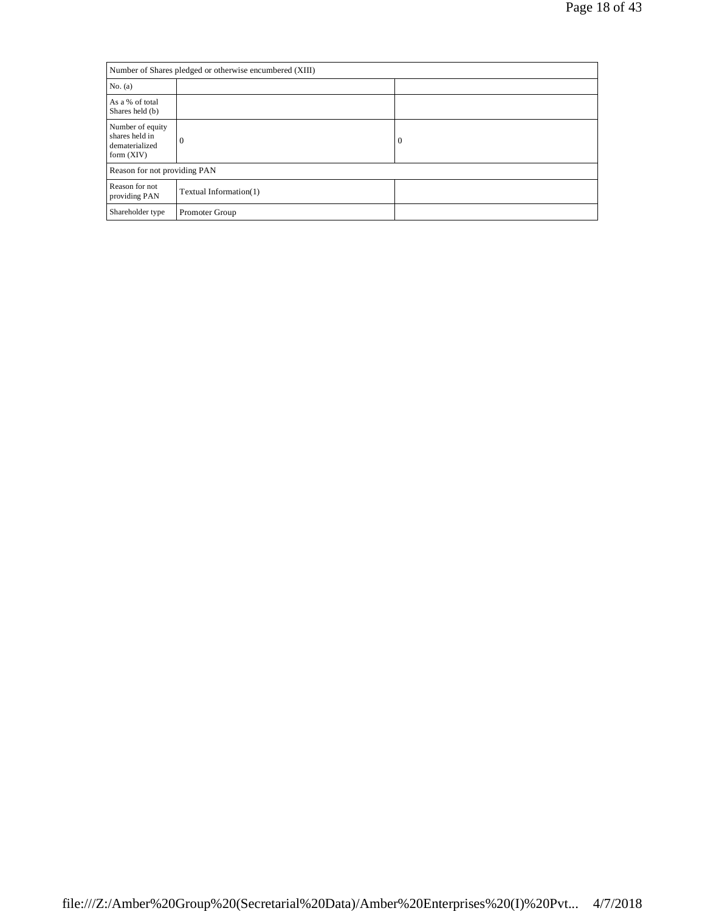| Number of Shares pledged or otherwise encumbered (XIII) | | |
|---|---|---|
| No. (a) | | |
| As a % of total Shares held (b) | | |
| Number of equity shares held in dematerialized form (XIV) | 0 | 0 |
| Reason for not providing PAN | | |
| Reason for not providing PAN | Textual Information(1) | |
| Shareholder type | Promoter Group | |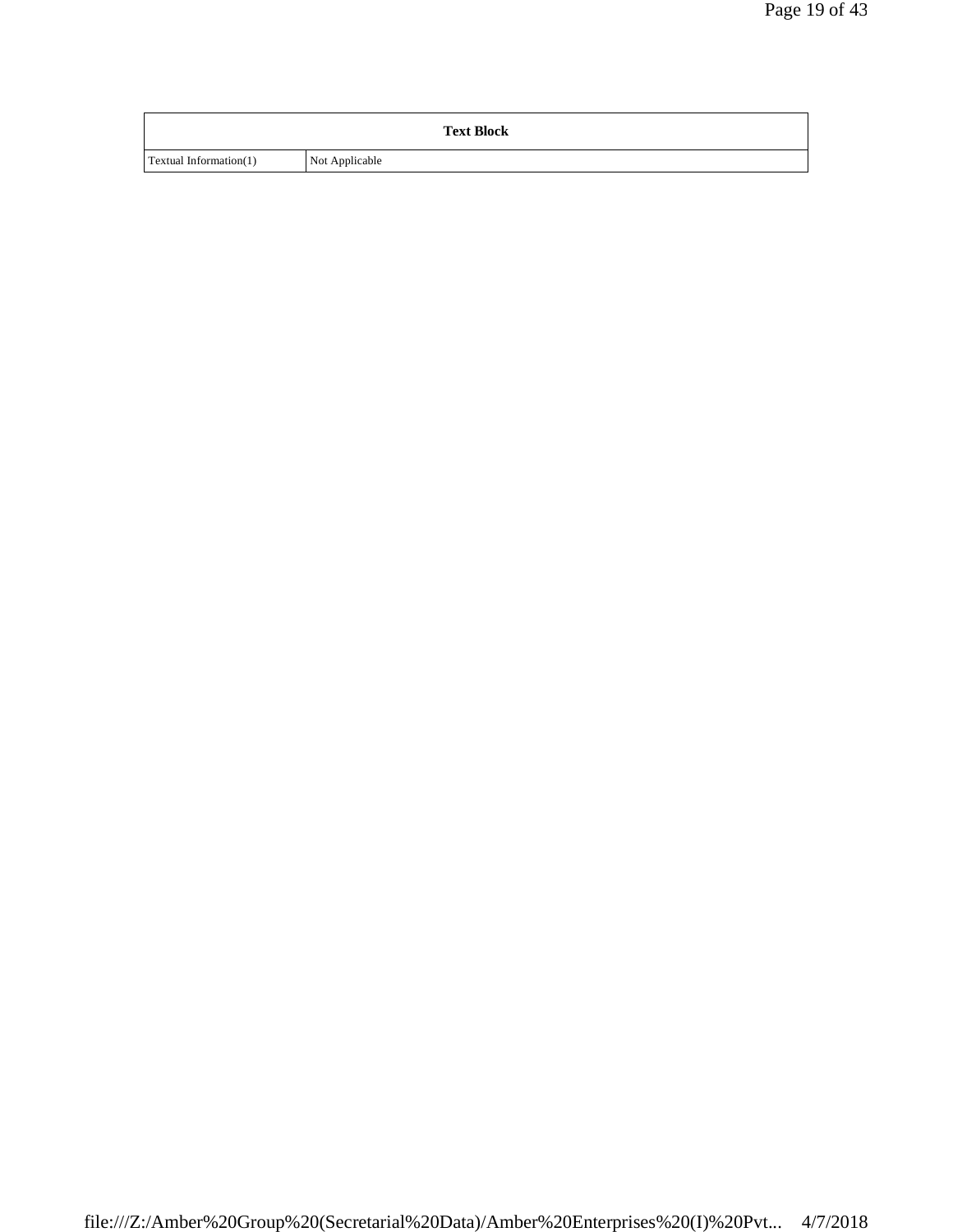| Text Block | |
| --- | --- |
| Textual Information(1) | Not Applicable |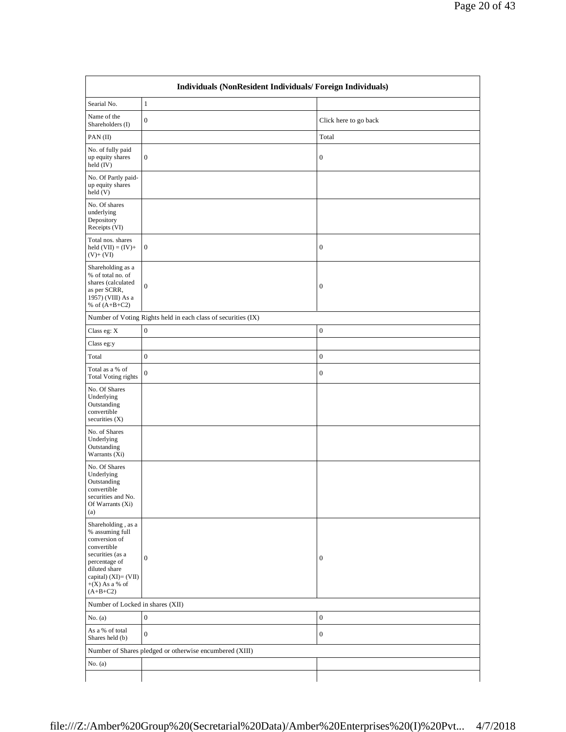| Individuals (NonResident Individuals/ Foreign Individuals) | | |
| --- | --- | --- |
| Searial No. | 1 | |
| Name of the Shareholders (I) | 0 | Click here to go back |
| PAN (II) | | Total |
| No. of fully paid up equity shares held (IV) | 0 | 0 |
| No. Of Partly paid-up equity shares held (V) | | |
| No. Of shares underlying Depository Receipts (VI) | | |
| Total nos. shares held (VII) = (IV)+ (V)+ (VI) | 0 | 0 |
| Shareholding as a % of total no. of shares (calculated as per SCRR, 1957) (VIII) As a % of (A+B+C2) | 0 | 0 |
| Number of Voting Rights held in each class of securities (IX) | | |
| Class eg: X | 0 | 0 |
| Class eg:y | | |
| Total | 0 | 0 |
| Total as a % of Total Voting rights | 0 | 0 |
| No. Of Shares Underlying Outstanding convertible securities (X) | | |
| No. of Shares Underlying Outstanding Warrants (Xi) | | |
| No. Of Shares Underlying Outstanding convertible securities and No. Of Warrants (Xi) (a) | | |
| Shareholding , as a % assuming full conversion of convertible securities (as a percentage of diluted share capital) (XI)= (VII)+(X) As a % of (A+B+C2) | 0 | 0 |
| Number of Locked in shares (XII) | | |
| No. (a) | 0 | 0 |
| As a % of total Shares held (b) | 0 | 0 |
| Number of Shares pledged or otherwise encumbered (XIII) | | |
| No. (a) | | |
| | | |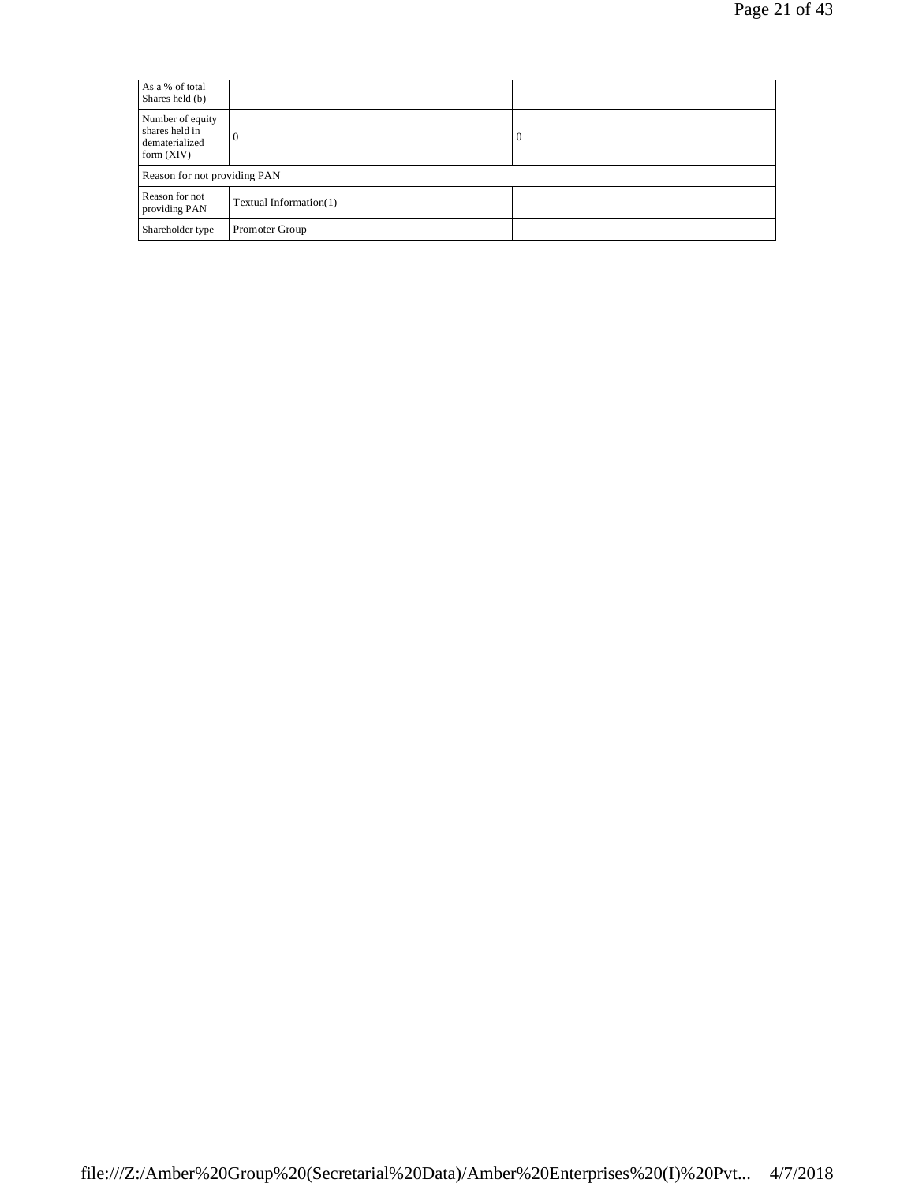| | | |
|---|---|---|
| As a % of total Shares held (b) | | |
| Number of equity shares held in dematerialized form (XIV) | 0 | 0 |
| Reason for not providing PAN | | |
| Reason for not providing PAN | Textual Information(1) | |
| Shareholder type | Promoter Group | |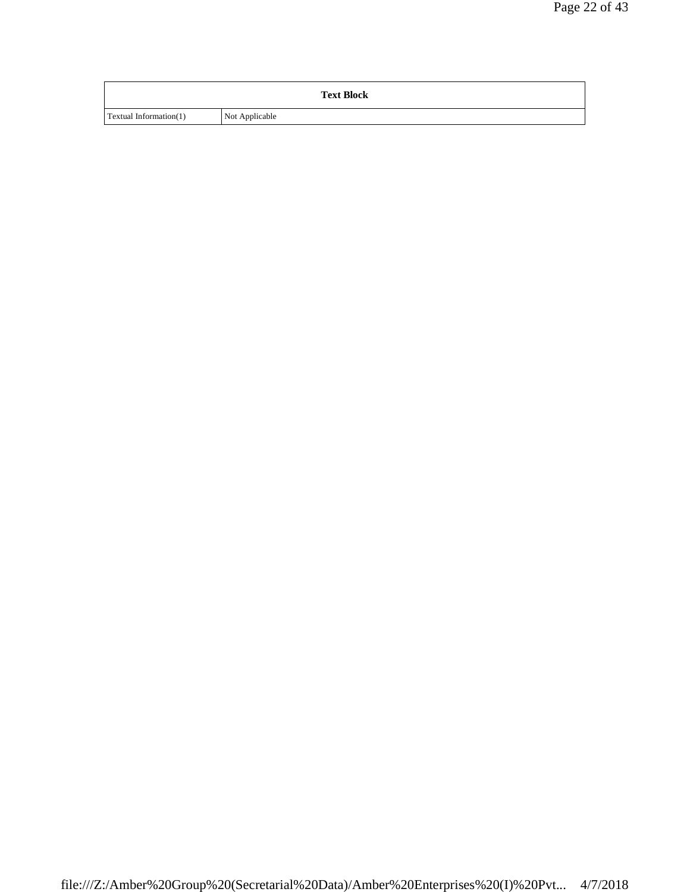| Text Block | |
| --- | --- |
| Textual Information(1) | Not Applicable |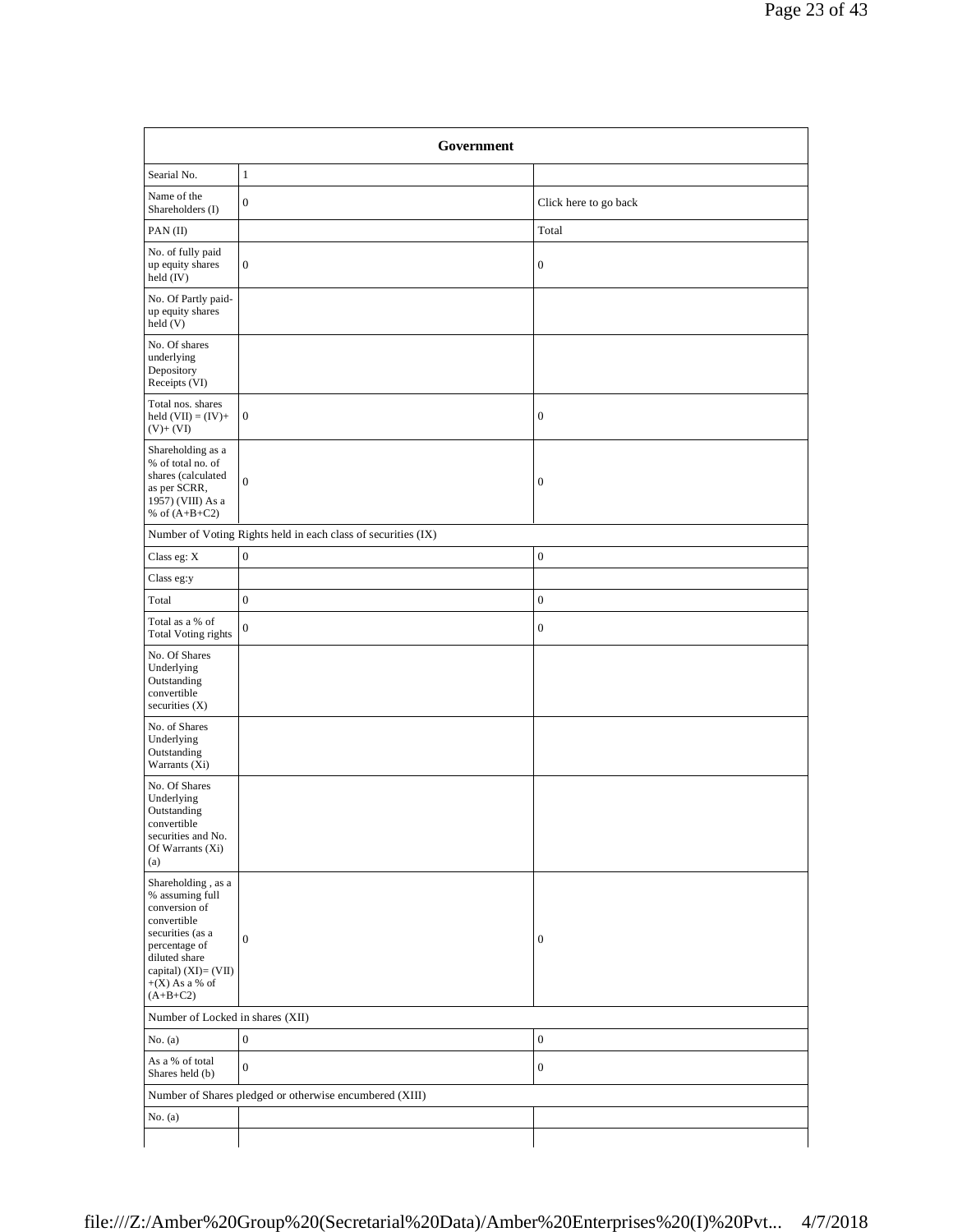| Government | | |
|---|---|---|
| Searial No. | 1 | |
| Name of the Shareholders (I) | 0 | Click here to go back |
| PAN (II) | | Total |
| No. of fully paid up equity shares held (IV) | 0 | 0 |
| No. Of Partly paid-up equity shares held (V) | | |
| No. Of shares underlying Depository Receipts (VI) | | |
| Total nos. shares held (VII) = (IV)+ (V)+ (VI) | 0 | 0 |
| Shareholding as a % of total no. of shares (calculated as per SCRR, 1957) (VIII) As a % of (A+B+C2) | 0 | 0 |
| Number of Voting Rights held in each class of securities (IX) | | |
| Class eg: X | 0 | 0 |
| Class eg:y | | |
| Total | 0 | 0 |
| Total as a % of Total Voting rights | 0 | 0 |
| No. Of Shares Underlying Outstanding convertible securities (X) | | |
| No. of Shares Underlying Outstanding Warrants (Xi) | | |
| No. Of Shares Underlying Outstanding convertible securities and No. Of Warrants (Xi) (a) | | |
| Shareholding , as a % assuming full conversion of convertible securities (as a percentage of diluted share capital) (XI)= (VII) +(X) As a % of (A+B+C2) | 0 | 0 |
| Number of Locked in shares (XII) | | |
| No. (a) | 0 | 0 |
| As a % of total Shares held (b) | 0 | 0 |
| Number of Shares pledged or otherwise encumbered (XIII) | | |
| No. (a) | | |
| | | |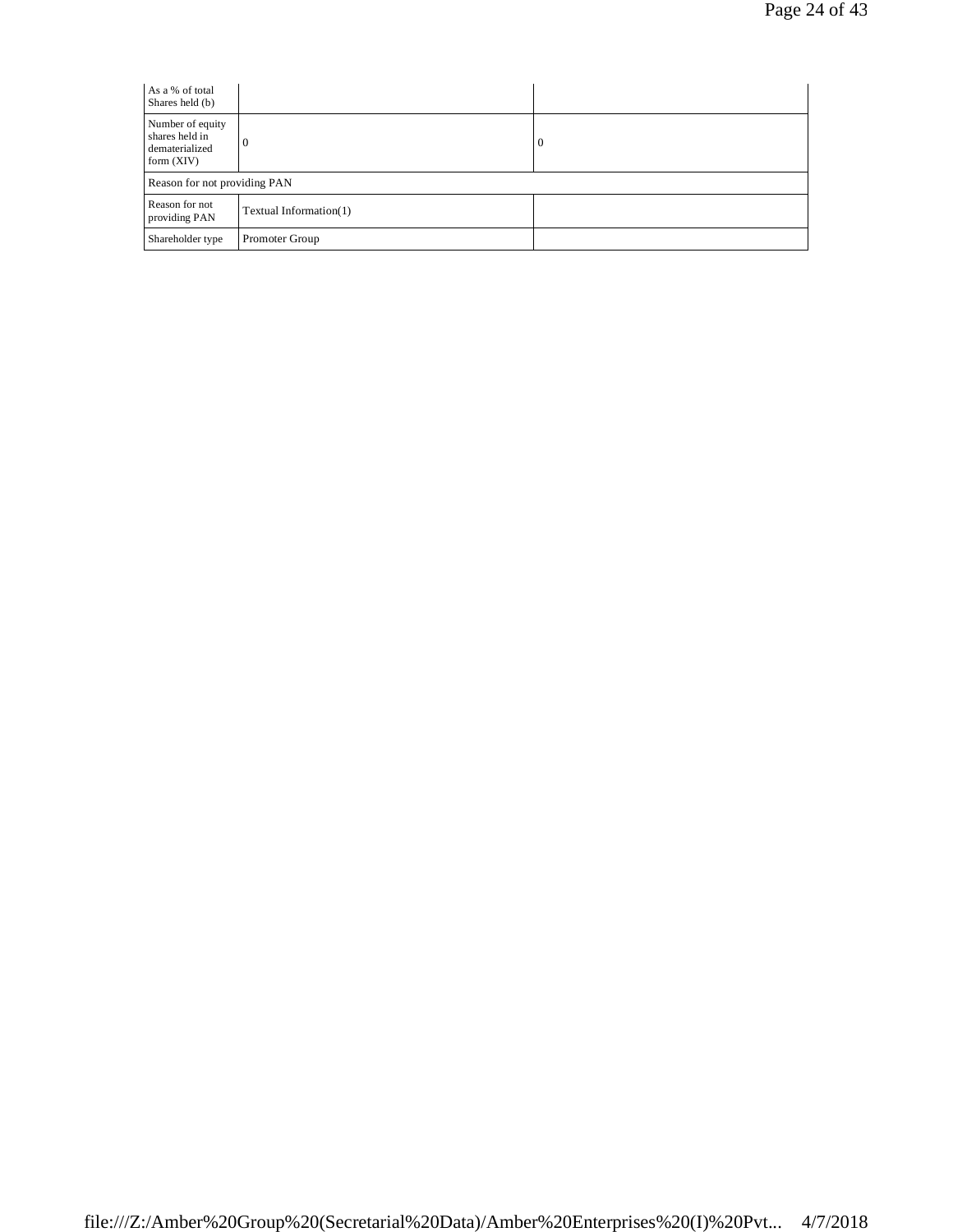| | | |
|---|---|---|
| As a % of total Shares held (b) | | |
| Number of equity shares held in dematerialized form (XIV) | 0 | 0 |
| Reason for not providing PAN | | |
| Reason for not providing PAN | Textual Information(1) | |
| Shareholder type | Promoter Group | |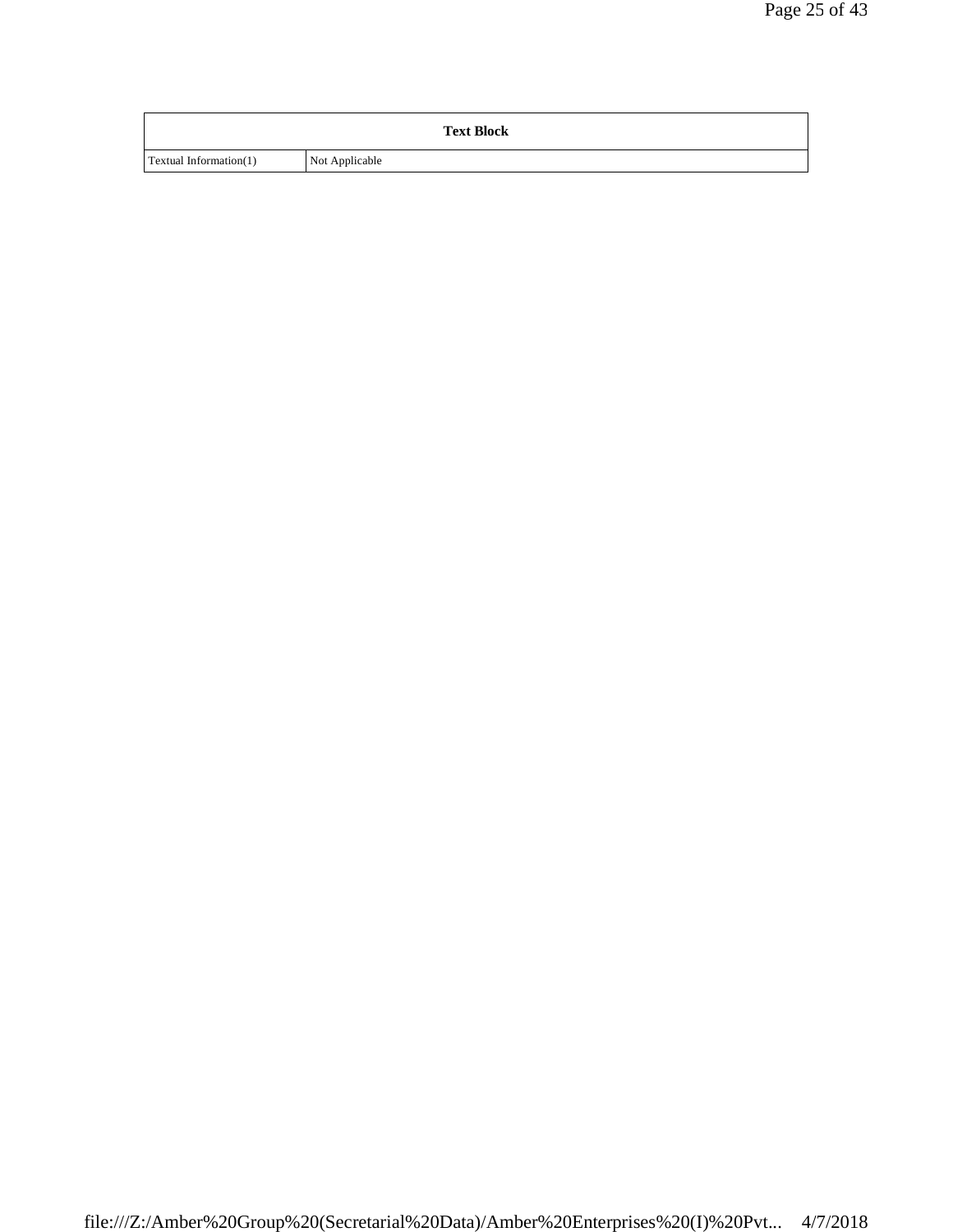| Text Block | |
| --- | --- |
| Textual Information(1) | Not Applicable |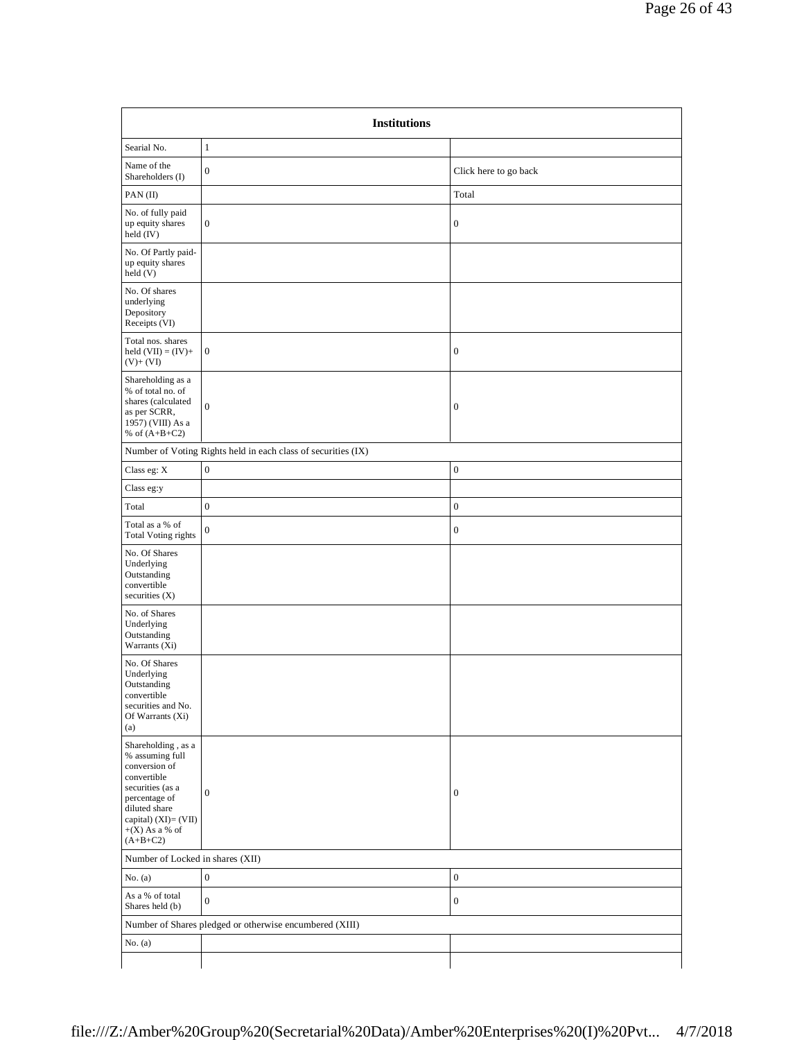| Institutions | | |
|---|---|---|
| Searial No. | 1 | |
| Name of the Shareholders (I) | 0 | Click here to go back |
| PAN (II) | | Total |
| No. of fully paid up equity shares held (IV) | 0 | 0 |
| No. Of Partly paid-up equity shares held (V) | | |
| No. Of shares underlying Depository Receipts (VI) | | |
| Total nos. shares held (VII) = (IV)+ (V)+ (VI) | 0 | 0 |
| Shareholding as a % of total no. of shares (calculated as per SCRR, 1957) (VIII) As a % of (A+B+C2) | 0 | 0 |
| Number of Voting Rights held in each class of securities (IX) | | |
| Class eg: X | 0 | 0 |
| Class eg:y | | |
| Total | 0 | 0 |
| Total as a % of Total Voting rights | 0 | 0 |
| No. Of Shares Underlying Outstanding convertible securities (X) | | |
| No. of Shares Underlying Outstanding Warrants (Xi) | | |
| No. Of Shares Underlying Outstanding convertible securities and No. Of Warrants (Xi) (a) | | |
| Shareholding , as a % assuming full conversion of convertible securities (as a percentage of diluted share capital) (XI)= (VII) +(X) As a % of (A+B+C2) | 0 | 0 |
| Number of Locked in shares (XII) | | |
| No. (a) | 0 | 0 |
| As a % of total Shares held (b) | 0 | 0 |
| Number of Shares pledged or otherwise encumbered (XIII) | | |
| No. (a) | | |
| | | |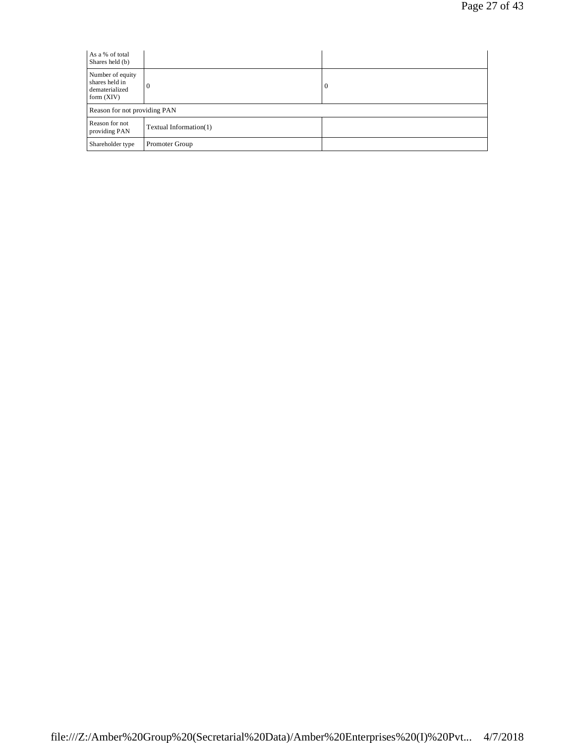| | | |
|---|---|---|
| As a % of total Shares held (b) | | |
| Number of equity shares held in dematerialized form (XIV) | 0 | 0 |
| Reason for not providing PAN | | |
| Reason for not providing PAN | Textual Information(1) | |
| Shareholder type | Promoter Group | |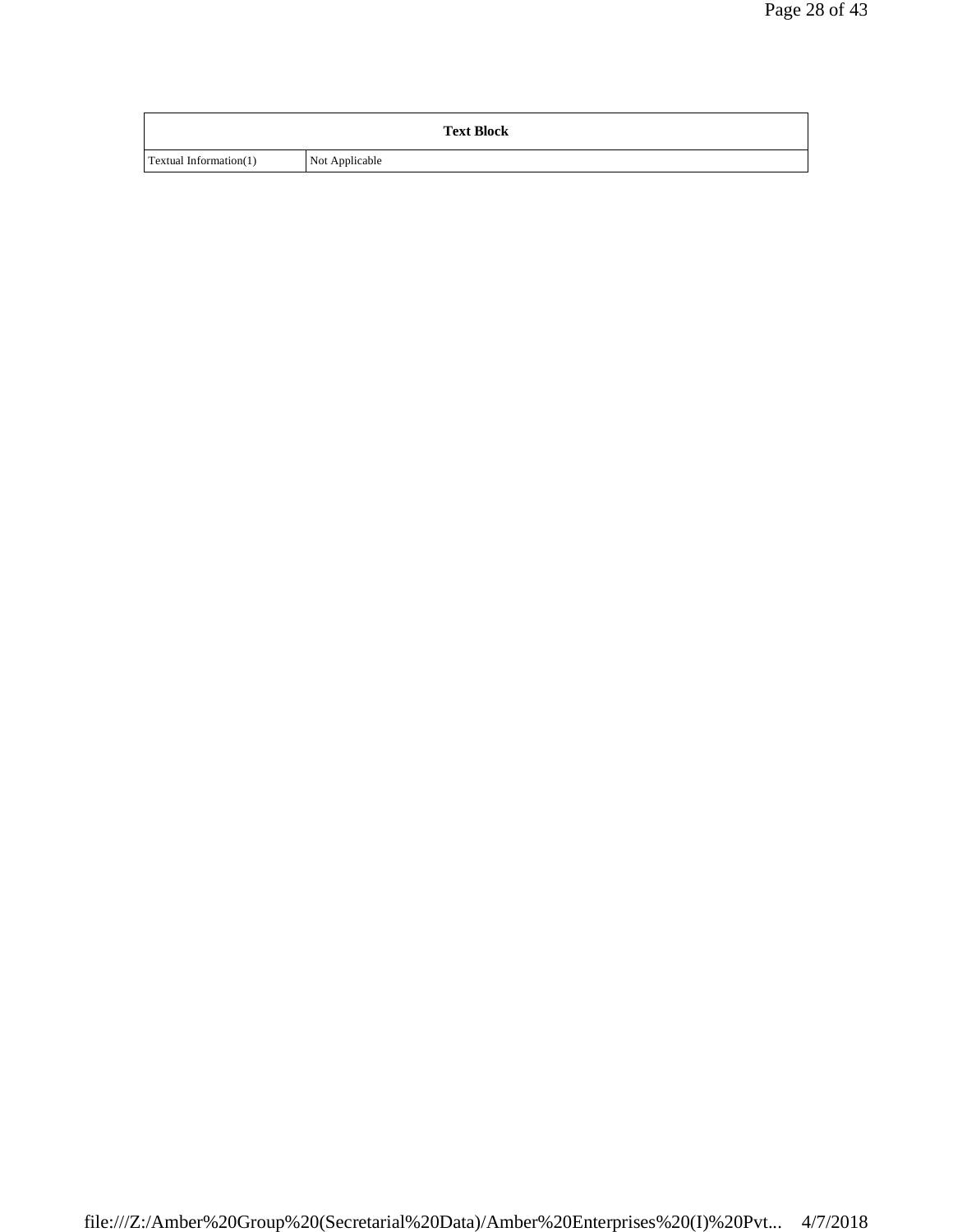| Text Block | |
|---|---|
| Textual Information(1) | Not Applicable |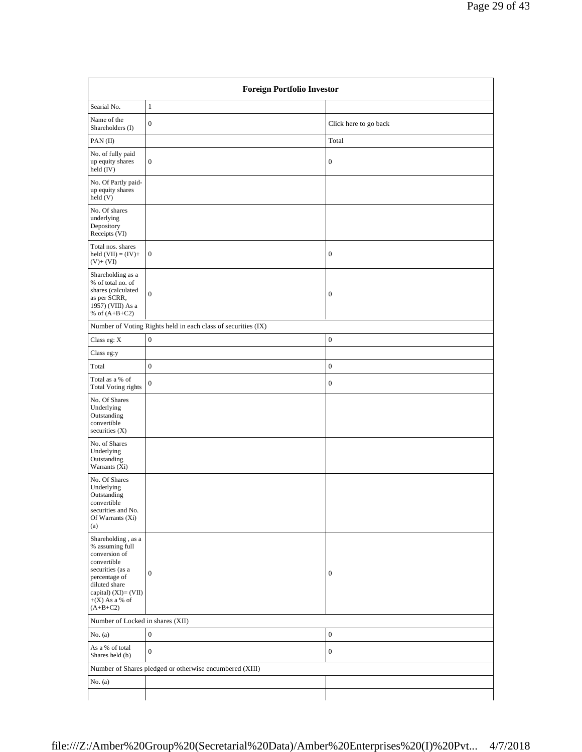| Foreign Portfolio Investor | | |
|---|---|---|
| Searial No. | 1 | |
| Name of the Shareholders (I) | 0 | Click here to go back |
| PAN (II) | | Total |
| No. of fully paid up equity shares held (IV) | 0 | 0 |
| No. Of Partly paid-up equity shares held (V) | | |
| No. Of shares underlying Depository Receipts (VI) | | |
| Total nos. shares held (VII) = (IV)+ (V)+ (VI) | 0 | 0 |
| Shareholding as a % of total no. of shares (calculated as per SCRR, 1957) (VIII) As a % of (A+B+C2) | 0 | 0 |
| Number of Voting Rights held in each class of securities (IX) | | |
| Class eg: X | 0 | 0 |
| Class eg:y | | |
| Total | 0 | 0 |
| Total as a % of Total Voting rights | 0 | 0 |
| No. Of Shares Underlying Outstanding convertible securities (X) | | |
| No. of Shares Underlying Outstanding Warrants (Xi) | | |
| No. Of Shares Underlying Outstanding convertible securities and No. Of Warrants (Xi) (a) | | |
| Shareholding , as a % assuming full conversion of convertible securities (as a percentage of diluted share capital) (XI)= (VII) +(X) As a % of (A+B+C2) | 0 | 0 |
| Number of Locked in shares (XII) | | |
| No. (a) | 0 | 0 |
| As a % of total Shares held (b) | 0 | 0 |
| Number of Shares pledged or otherwise encumbered (XIII) | | |
| No. (a) | | |
| | | |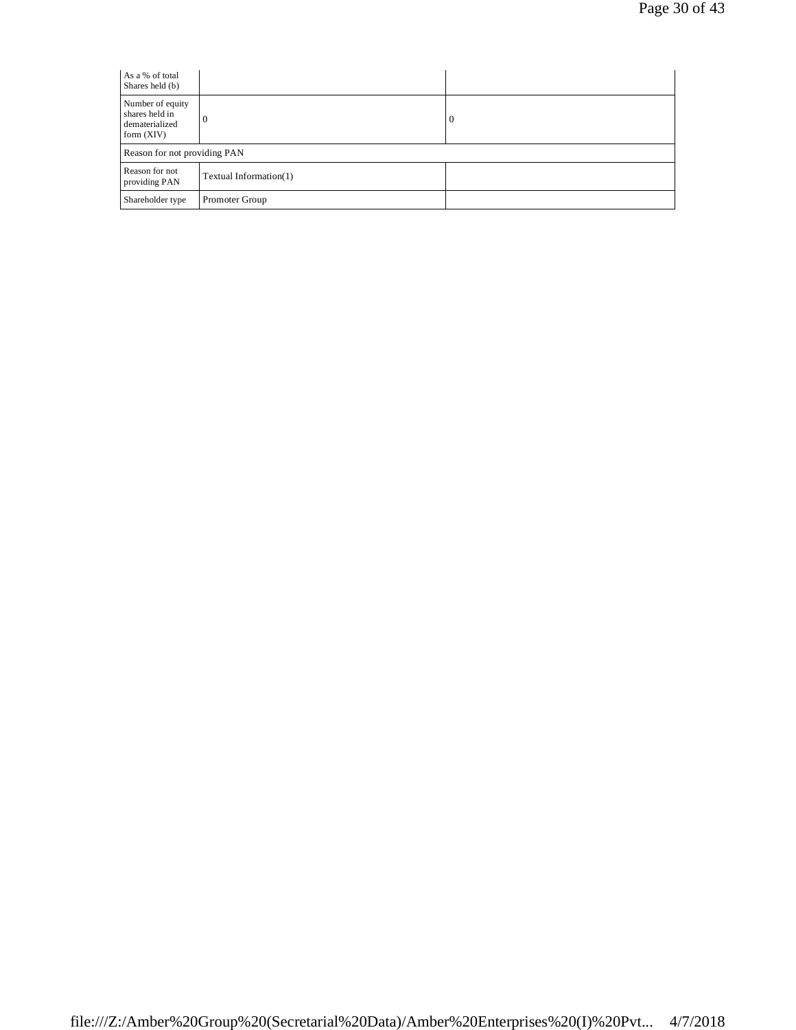| | | |
|---|---|---|
| As a % of total Shares held (b) | | |
| Number of equity shares held in dematerialized form (XIV) | 0 | 0 |
| Reason for not providing PAN | | |
| Reason for not providing PAN | Textual Information(1) | |
| Shareholder type | Promoter Group | |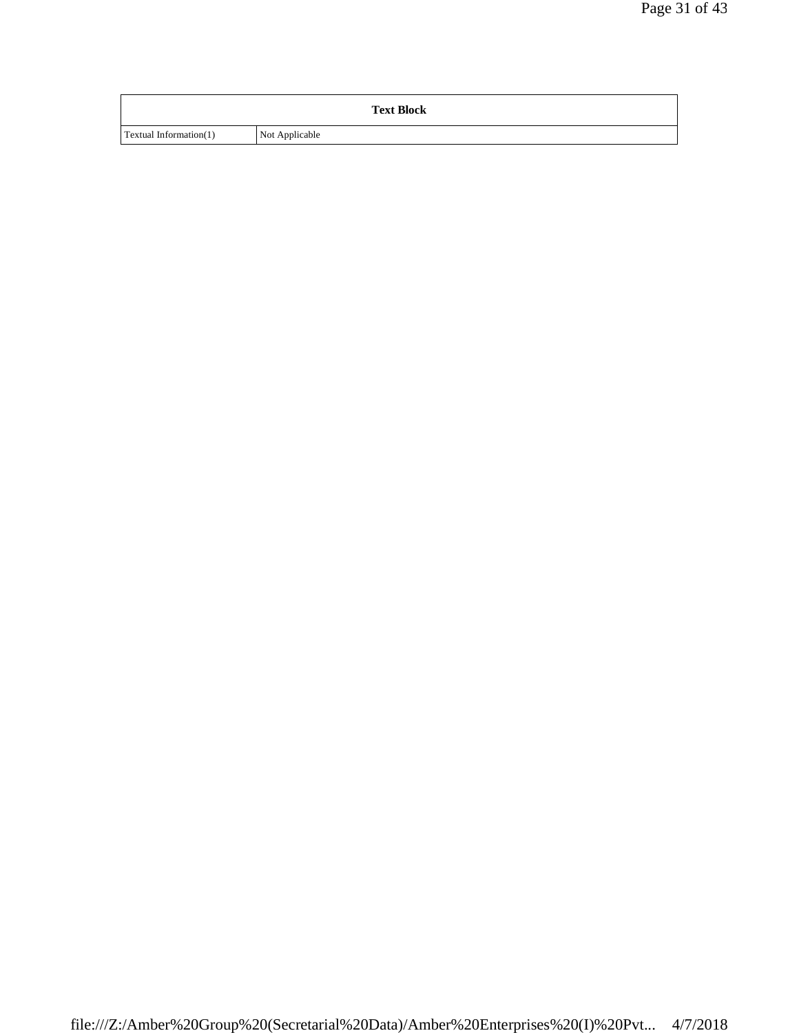| Text Block | |
|---|---|
| Textual Information(1) | Not Applicable |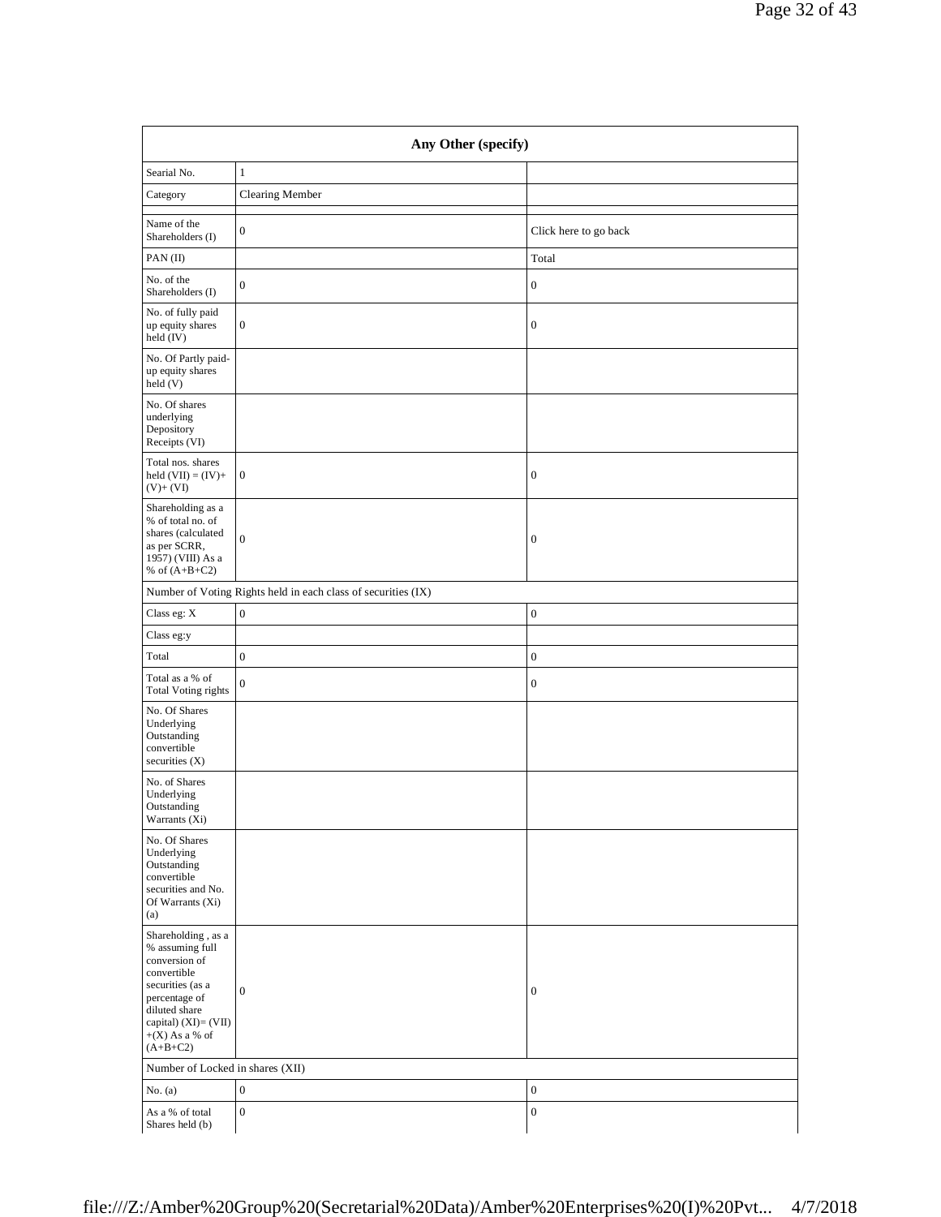| Any Other (specify) | | |
|---|---|---|
| Searial No. | 1 | |
| Category | Clearing Member | |
| Name of the Shareholders (I) | 0 | Click here to go back |
| PAN (II) | | Total |
| No. of the Shareholders (I) | 0 | 0 |
| No. of fully paid up equity shares held (IV) | 0 | 0 |
| No. Of Partly paid-up equity shares held (V) | | |
| No. Of shares underlying Depository Receipts (VI) | | |
| Total nos. shares held (VII) = (IV)+ (V)+ (VI) | 0 | 0 |
| Shareholding as a % of total no. of shares (calculated as per SCRR, 1957) (VIII) As a % of (A+B+C2) | 0 | 0 |
| Number of Voting Rights held in each class of securities (IX) | | |
| Class eg: X | 0 | 0 |
| Class eg:y | | |
| Total | 0 | 0 |
| Total as a % of Total Voting rights | 0 | 0 |
| No. Of Shares Underlying Outstanding convertible securities (X) | | |
| No. of Shares Underlying Outstanding Warrants (Xi) | | |
| No. Of Shares Underlying Outstanding convertible securities and No. Of Warrants (Xi) (a) | | |
| Shareholding , as a % assuming full conversion of convertible securities (as a percentage of diluted share capital) (XI)= (VII) +(X) As a % of (A+B+C2) | 0 | 0 |
| Number of Locked in shares (XII) | | |
| No. (a) | 0 | 0 |
| As a % of total Shares held (b) | 0 | 0 |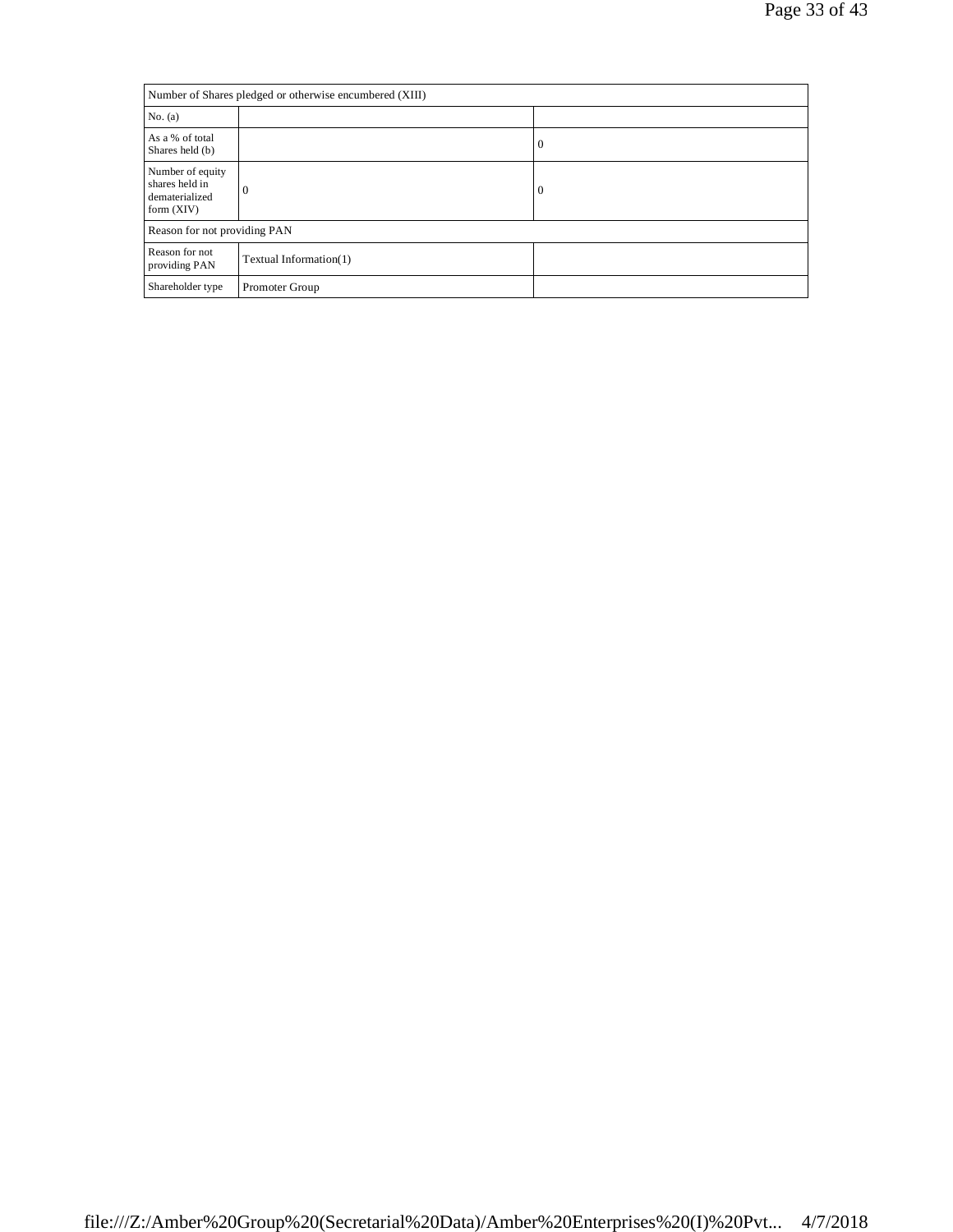| Number of Shares pledged or otherwise encumbered (XIII) | | |
|---|---|---|
| No. (a) | | |
| As a % of total Shares held (b) | | 0 |
| Number of equity shares held in dematerialized form (XIV) | 0 | 0 |
| Reason for not providing PAN | | |
| Reason for not providing PAN | Textual Information(1) | |
| Shareholder type | Promoter Group | |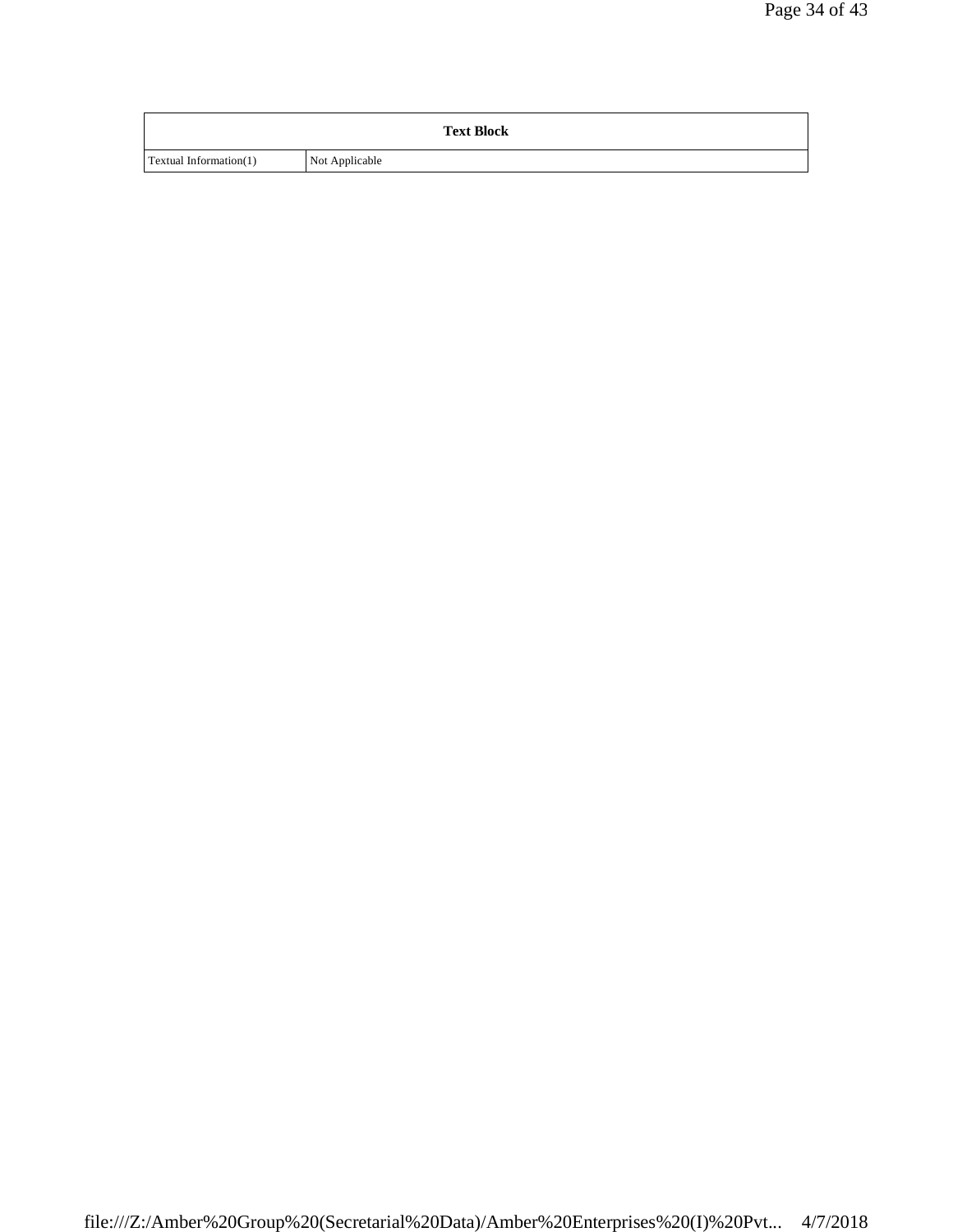| Text Block | |
|---|---|
| Textual Information(1) | Not Applicable |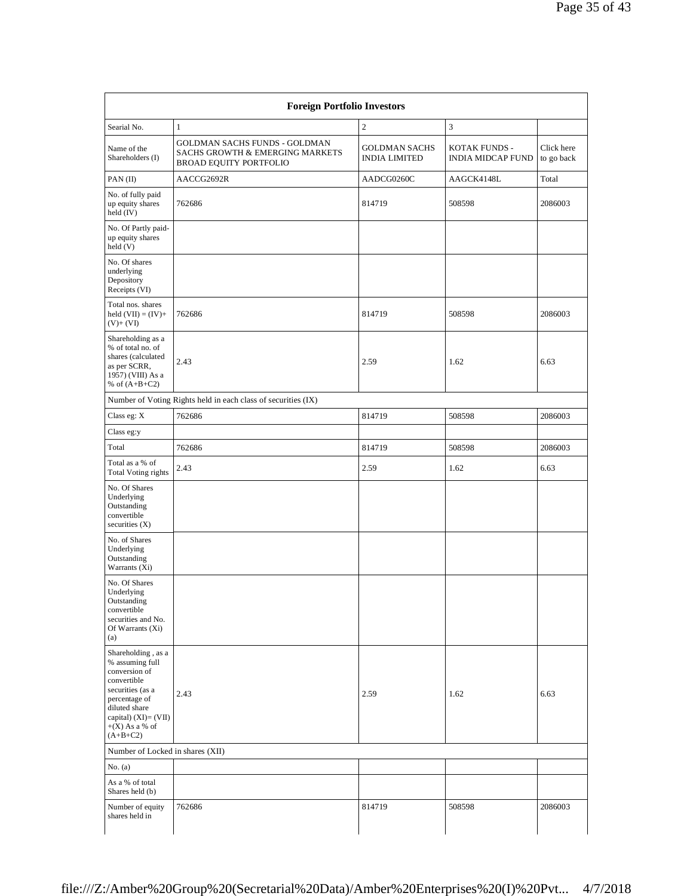| Foreign Portfolio Investors | | | | |
|---|---|---|---|---|
| Searial No. | 1 | 2 | 3 | |
| Name of the Shareholders (I) | GOLDMAN SACHS FUNDS - GOLDMAN SACHS GROWTH & EMERGING MARKETS BROAD EQUITY PORTFOLIO | GOLDMAN SACHS INDIA LIMITED | KOTAK FUNDS - INDIA MIDCAP FUND | Click here to go back |
| PAN (II) | AACCG2692R | AADCG0260C | AAGCK4148L | Total |
| No. of fully paid up equity shares held (IV) | 762686 | 814719 | 508598 | 2086003 |
| No. Of Partly paid-up equity shares held (V) | | | | |
| No. Of shares underlying Depository Receipts (VI) | | | | |
| Total nos. shares held (VII) = (IV)+ (V)+ (VI) | 762686 | 814719 | 508598 | 2086003 |
| Shareholding as a % of total no. of shares (calculated as per SCRR, 1957) (VIII) As a % of (A+B+C2) | 2.43 | 2.59 | 1.62 | 6.63 |
| Number of Voting Rights held in each class of securities (IX) | | | | |
| Class eg: X | 762686 | 814719 | 508598 | 2086003 |
| Class eg:y | | | | |
| Total | 762686 | 814719 | 508598 | 2086003 |
| Total as a % of Total Voting rights | 2.43 | 2.59 | 1.62 | 6.63 |
| No. Of Shares Underlying Outstanding convertible securities (X) | | | | |
| No. of Shares Underlying Outstanding Warrants (Xi) | | | | |
| No. Of Shares Underlying Outstanding convertible securities and No. Of Warrants (Xi) (a) | | | | |
| Shareholding , as a % assuming full conversion of convertible securities (as a percentage of diluted share capital) (XI)= (VII)+(X) As a % of (A+B+C2) | 2.43 | 2.59 | 1.62 | 6.63 |
| Number of Locked in shares (XII) | | | | |
| No. (a) | | | | |
| As a % of total Shares held (b) | | | | |
| Number of equity shares held in | 762686 | 814719 | 508598 | 2086003 |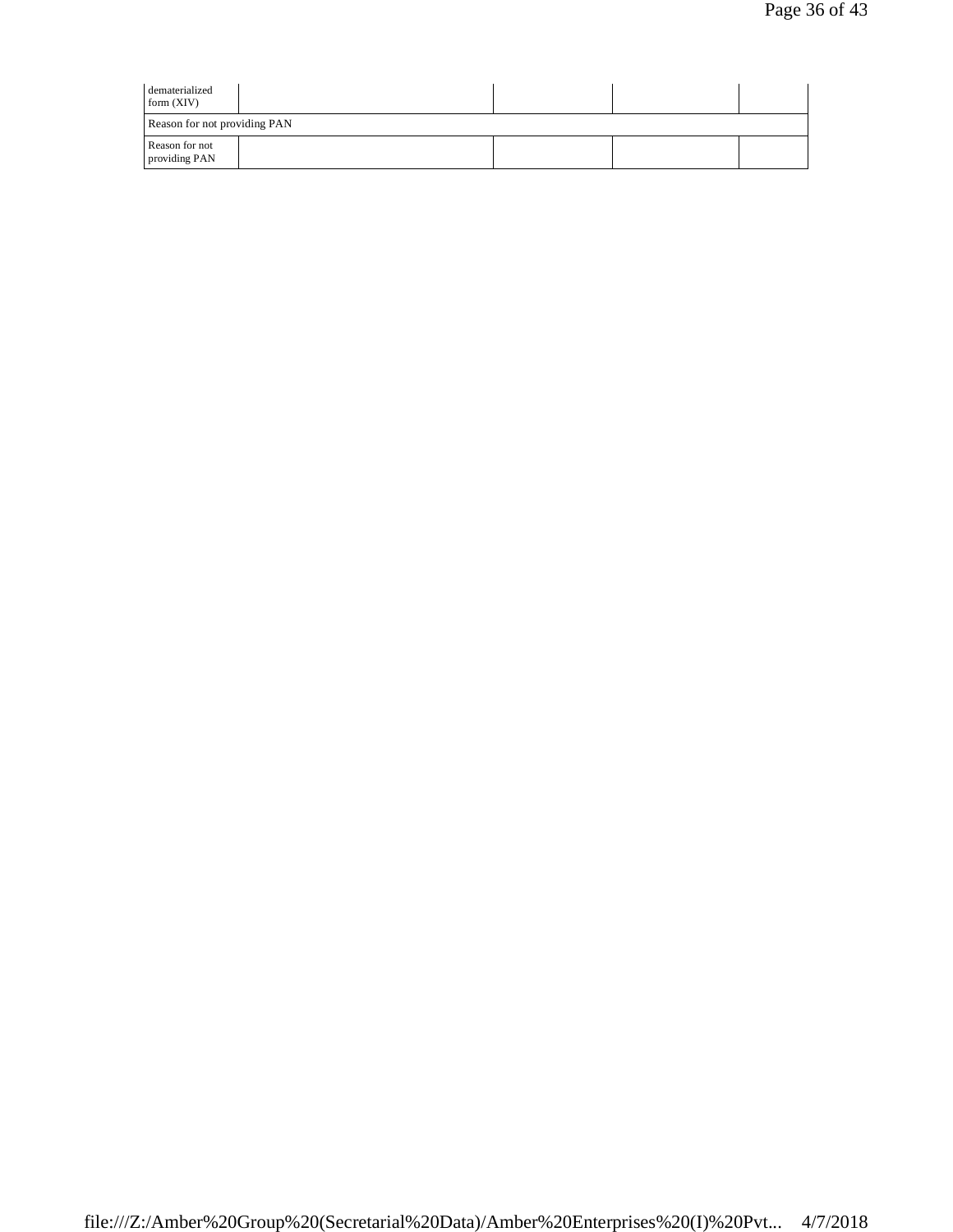| dematerialized form (XIV) | | | | |
| --- | --- | --- | --- | --- |
| Reason for not providing PAN | | | | |
| Reason for not providing PAN | | | | |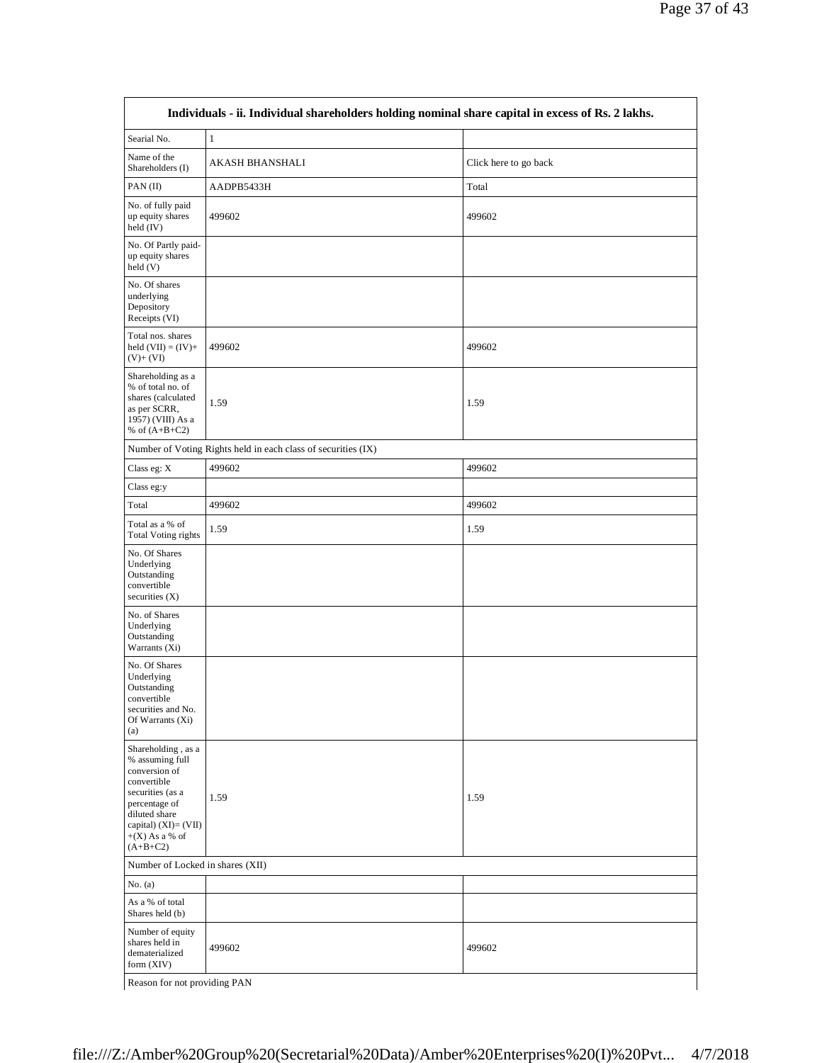| Individuals - ii. Individual shareholders holding nominal share capital in excess of Rs. 2 lakhs. | | |
|---|---|---|
| Searial No. | 1 | |
| Name of the Shareholders (I) | AKASH BHANSHALI | Click here to go back |
| PAN (II) | AADPB5433H | Total |
| No. of fully paid up equity shares held (IV) | 499602 | 499602 |
| No. Of Partly paid-up equity shares held (V) | | |
| No. Of shares underlying Depository Receipts (VI) | | |
| Total nos. shares held (VII) = (IV)+ (V)+ (VI) | 499602 | 499602 |
| Shareholding as a % of total no. of shares (calculated as per SCRR, 1957) (VIII) As a % of (A+B+C2) | 1.59 | 1.59 |
| Number of Voting Rights held in each class of securities (IX) | | |
| Class eg: X | 499602 | 499602 |
| Class eg:y | | |
| Total | 499602 | 499602 |
| Total as a % of Total Voting rights | 1.59 | 1.59 |
| No. Of Shares Underlying Outstanding convertible securities (X) | | |
| No. of Shares Underlying Outstanding Warrants (Xi) | | |
| No. Of Shares Underlying Outstanding convertible securities and No. Of Warrants (Xi) (a) | | |
| Shareholding , as a % assuming full conversion of convertible securities (as a percentage of diluted share capital) (XI)= (VII)+(X) As a % of (A+B+C2) | 1.59 | 1.59 |
| Number of Locked in shares (XII) | | |
| No. (a) | | |
| As a % of total Shares held (b) | | |
| Number of equity shares held in dematerialized form (XIV) | 499602 | 499602 |
| Reason for not providing PAN | | |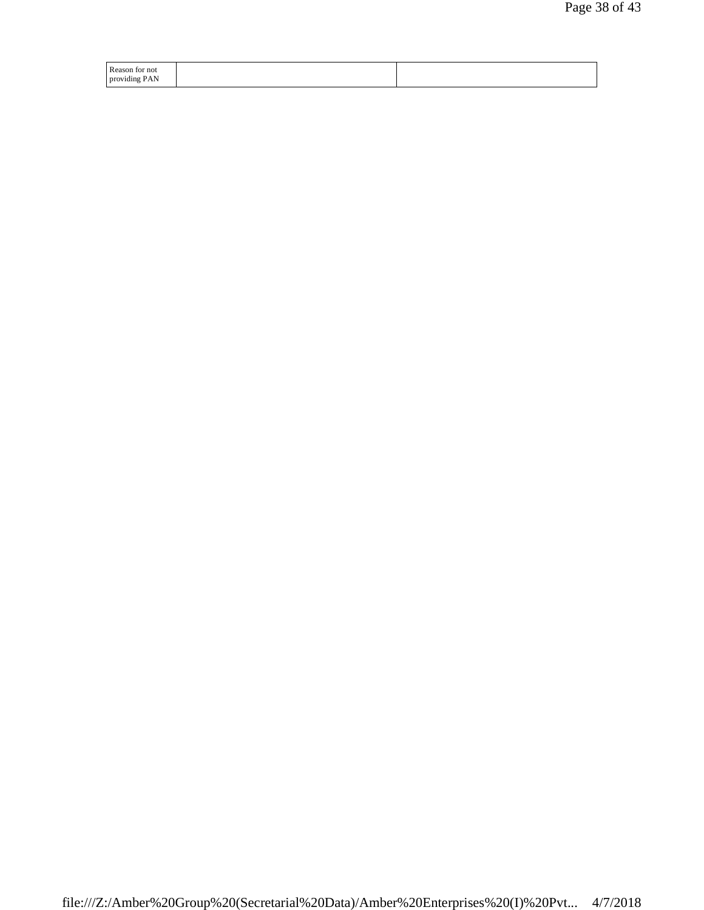| Reason for not providing PAN | | |
| --- | --- | --- |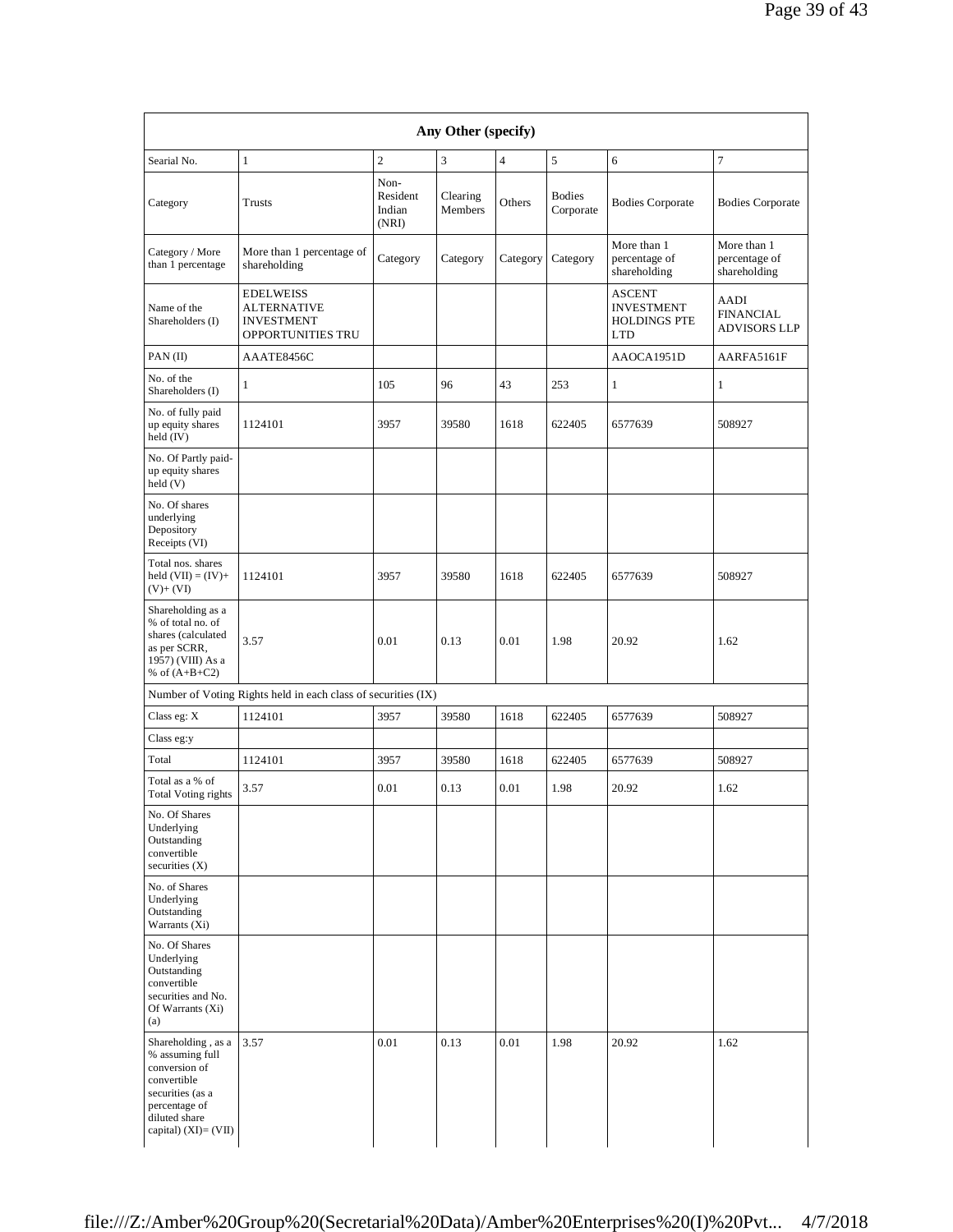| Any Other (specify) | | | | | | | |
|---|---|---|---|---|---|---|---|
| Searial No. | 1 | 2 | 3 | 4 | 5 | 6 | 7 |
| Category | Trusts | Non-Resident Indian (NRI) | Clearing Members | Others | Bodies Corporate | Bodies Corporate | Bodies Corporate |
| Category / More than 1 percentage | More than 1 percentage of shareholding | Category | Category | Category | Category | More than 1 percentage of shareholding | More than 1 percentage of shareholding |
| Name of the Shareholders (I) | EDELWEISS ALTERNATIVE INVESTMENT OPPORTUNITIES TRU | | | | | ASCENT INVESTMENT HOLDINGS PTE LTD | AADI FINANCIAL ADVISORS LLP |
| PAN (II) | AAATE8456C | | | | | AAOCA1951D | AARFA5161F |
| No. of the Shareholders (I) | 1 | 105 | 96 | 43 | 253 | 1 | 1 |
| No. of fully paid up equity shares held (IV) | 1124101 | 3957 | 39580 | 1618 | 622405 | 6577639 | 508927 |
| No. Of Partly paid-up equity shares held (V) | | | | | | | |
| No. Of shares underlying Depository Receipts (VI) | | | | | | | |
| Total nos. shares held (VII) = (IV)+ (V)+ (VI) | 1124101 | 3957 | 39580 | 1618 | 622405 | 6577639 | 508927 |
| Shareholding as a % of total no. of shares (calculated as per SCRR, 1957) (VIII) As a % of (A+B+C2) | 3.57 | 0.01 | 0.13 | 0.01 | 1.98 | 20.92 | 1.62 |
| Number of Voting Rights held in each class of securities (IX) | | | | | | | |
| Class eg: X | 1124101 | 3957 | 39580 | 1618 | 622405 | 6577639 | 508927 |
| Class eg:y | | | | | | | |
| Total | 1124101 | 3957 | 39580 | 1618 | 622405 | 6577639 | 508927 |
| Total as a % of Total Voting rights | 3.57 | 0.01 | 0.13 | 0.01 | 1.98 | 20.92 | 1.62 |
| No. Of Shares Underlying Outstanding convertible securities (X) | | | | | | | |
| No. of Shares Underlying Outstanding Warrants (Xi) | | | | | | | |
| No. Of Shares Underlying Outstanding convertible securities and No. Of Warrants (Xi) (a) | | | | | | | |
| Shareholding , as a % assuming full conversion of convertible securities (as a percentage of diluted share capital) (XI)= (VII) | 3.57 | 0.01 | 0.13 | 0.01 | 1.98 | 20.92 | 1.62 |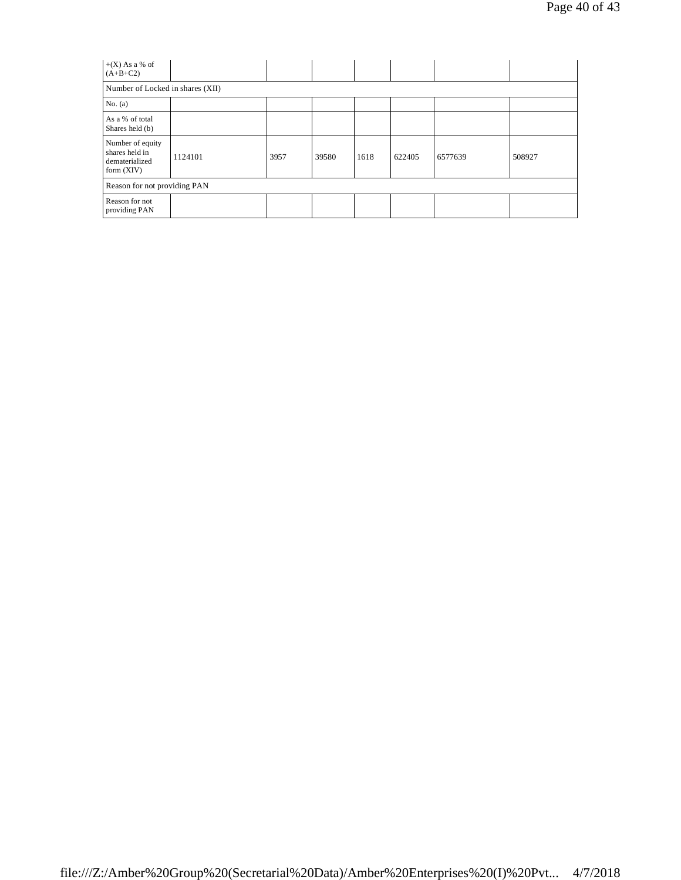| +(X) As a % of (A+B+C2) | | | | | | | |
|---|---|---|---|---|---|---|---|
| Number of Locked in shares (XII) | | | | | | | |
| No. (a) | | | | | | | |
| As a % of total Shares held (b) | | | | | | | |
| Number of equity shares held in dematerialized form (XIV) | 1124101 | 3957 | 39580 | 1618 | 622405 | 6577639 | 508927 |
| Reason for not providing PAN | | | | | | | |
| Reason for not providing PAN | | | | | | | |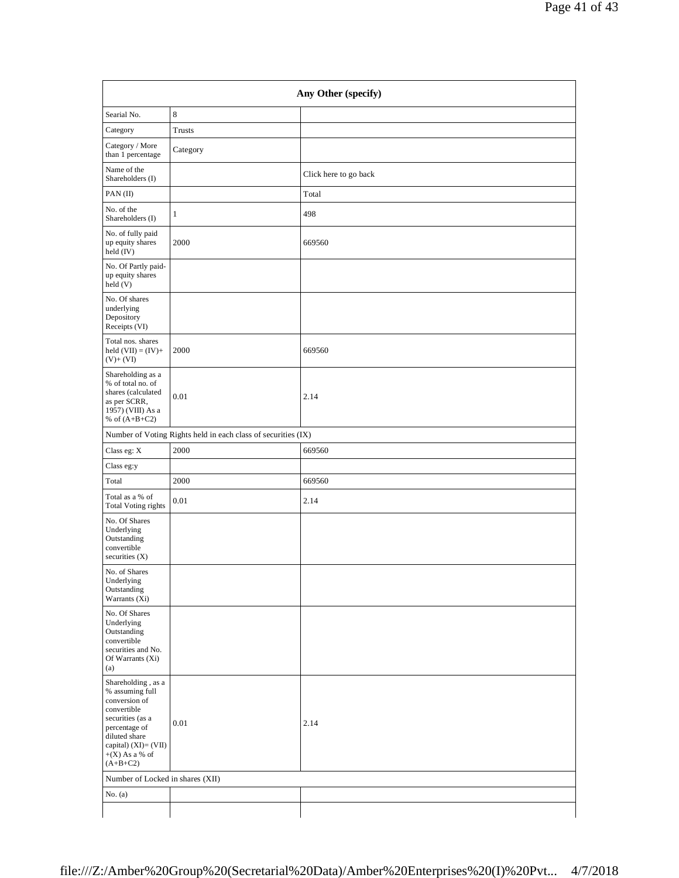| Any Other (specify) | | |
|---|---|---|
| Searial No. | 8 | |
| Category | Trusts | |
| Category / More than 1 percentage | Category | |
| Name of the Shareholders (I) | | Click here to go back |
| PAN (II) | | Total |
| No. of the Shareholders (I) | 1 | 498 |
| No. of fully paid up equity shares held (IV) | 2000 | 669560 |
| No. Of Partly paid-up equity shares held (V) | | |
| No. Of shares underlying Depository Receipts (VI) | | |
| Total nos. shares held (VII) = (IV)+ (V)+ (VI) | 2000 | 669560 |
| Shareholding as a % of total no. of shares (calculated as per SCRR, 1957) (VIII) As a % of (A+B+C2) | 0.01 | 2.14 |
| Number of Voting Rights held in each class of securities (IX) | | |
| Class eg: X | 2000 | 669560 |
| Class eg:y | | |
| Total | 2000 | 669560 |
| Total as a % of Total Voting rights | 0.01 | 2.14 |
| No. Of Shares Underlying Outstanding convertible securities (X) | | |
| No. of Shares Underlying Outstanding Warrants (Xi) | | |
| No. Of Shares Underlying Outstanding convertible securities and No. Of Warrants (Xi) (a) | | |
| Shareholding , as a % assuming full conversion of convertible securities (as a percentage of diluted share capital) (XI)= (VII) +(X) As a % of (A+B+C2) | 0.01 | 2.14 |
| Number of Locked in shares (XII) | | |
| No. (a) | | |
| | | |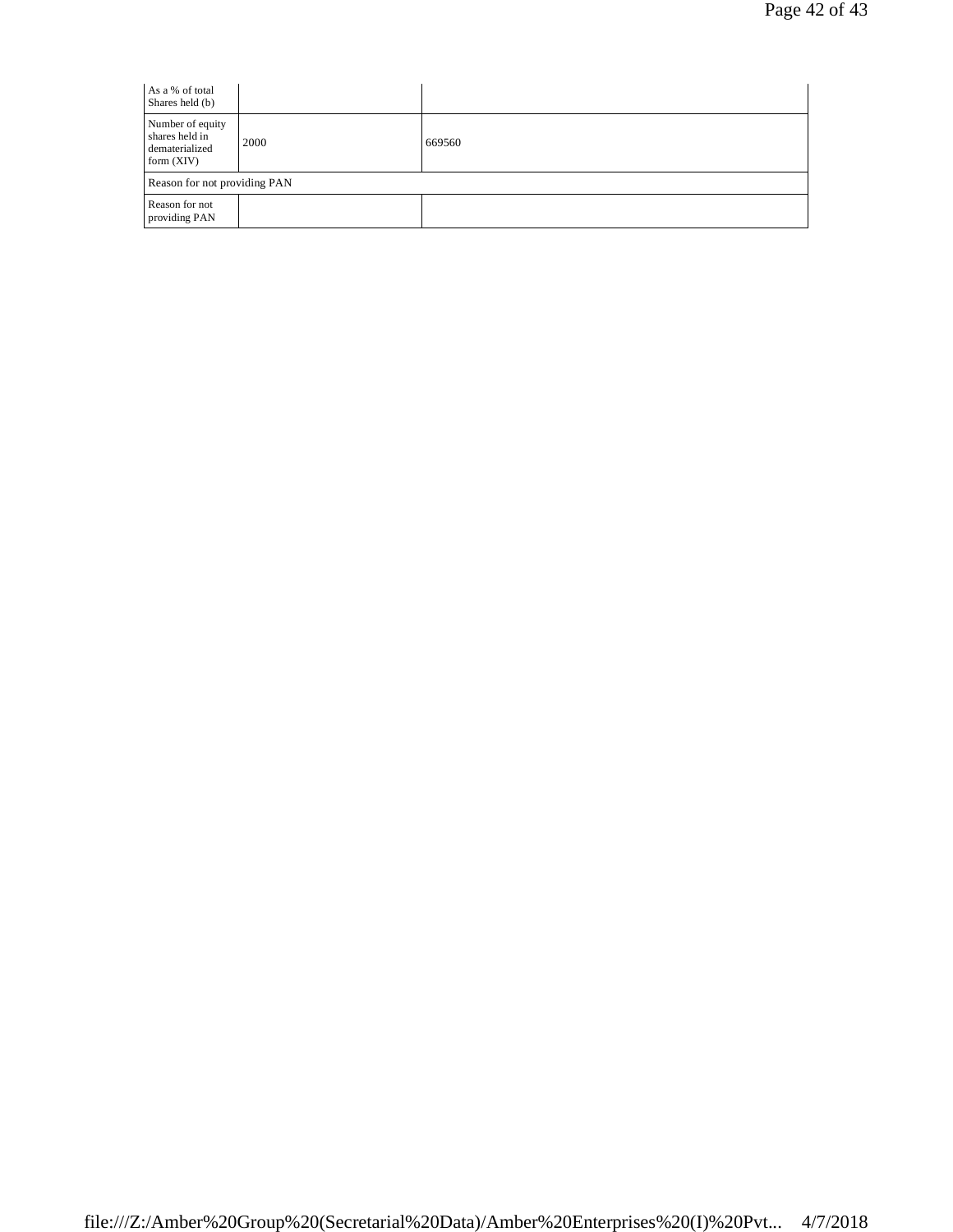| As a % of total Shares held (b) | | |
|---|---|---|
| Number of equity shares held in dematerialized form (XIV) | 2000 | 669560 |
| Reason for not providing PAN | | |
| Reason for not providing PAN | | |